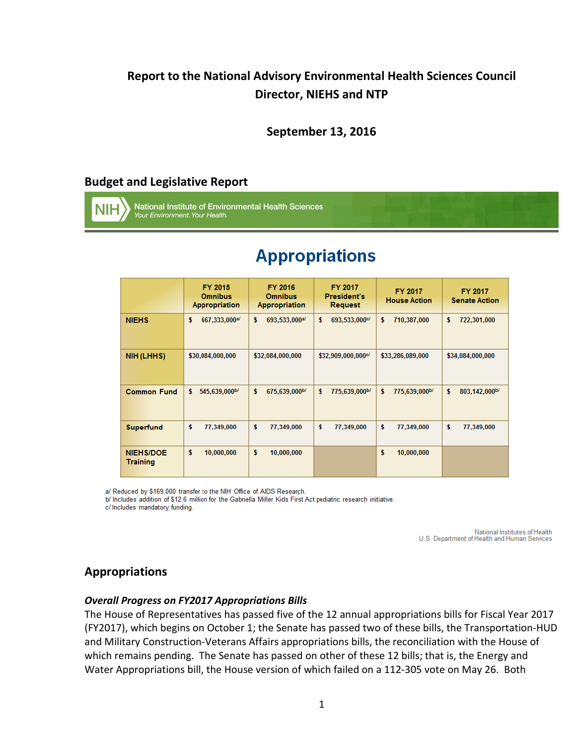# Report to the National Advisory Environmental Health Sciences Council
# Director, NIEHS and NTP

**September 13, 2016**

## Budget and Legislative Report

National Institute of Environmental Health Sciences
*Your Environment. Your Health.*

### Appropriations

| | FY 2015 Omnibus Appropriation | FY 2016 Omnibus Appropriation | FY 2017 President's Request | FY 2017 House Action | FY 2017 Senate Action |
|---|---|---|---|---|---|
| NIEHS | $ 667,333,000[a/] | $ 693,533,000[a/] | $ 693,533,000[c/] | $ 710,387,000 | $ 722,301,000 |
| NIH (LHHS) | $30,084,000,000 | $32,084,000,000 | $32,909,000,000[c/] | $33,286,089,000 | $34,084,000,000 |
| Common Fund | $ 545,639,000[b/] | $ 675,639,000[b/] | $ 775,639,000[b/] | $ 775,639,000[b/] | $ 803,142,000[b/] |
| Superfund | $ 77,349,000 | $ 77,349,000 | $ 77,349,000 | $ 77,349,000 | $ 77,349,000 |
| NIEHS/DOE Training | $ 10,000,000 | $ 10,000,000 | | $ 10,000,000 | |

a/ Reduced by $169,000 transfer to the NIH Office of AIDS Research.
b/ Includes addition of $12.6 million for the Gabriella Miller Kids First Act pediatric research initiative.
c/ Includes mandatory funding.

National Institutes of Health
U.S. Department of Health and Human Services

## Appropriations

### *Overall Progress on FY2017 Appropriations Bills*

The House of Representatives has passed five of the 12 annual appropriations bills for Fiscal Year 2017 (FY2017), which begins on October 1; the Senate has passed two of these bills, the Transportation-HUD and Military Construction-Veterans Affairs appropriations bills, the reconciliation with the House of which remains pending. The Senate has passed on other of these 12 bills; that is, the Energy and Water Appropriations bill, the House version of which failed on a 112-305 vote on May 26. Both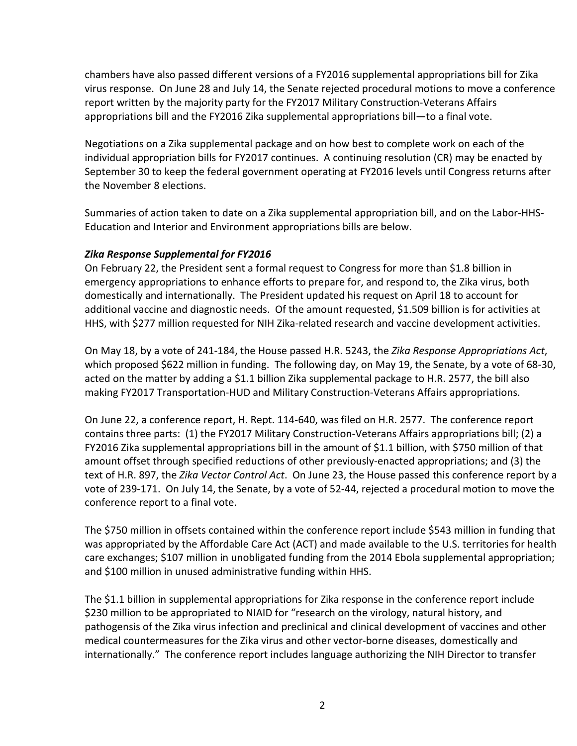chambers have also passed different versions of a FY2016 supplemental appropriations bill for Zika virus response. On June 28 and July 14, the Senate rejected procedural motions to move a conference report written by the majority party for the FY2017 Military Construction-Veterans Affairs appropriations bill and the FY2016 Zika supplemental appropriations bill—to a final vote.

Negotiations on a Zika supplemental package and on how best to complete work on each of the individual appropriation bills for FY2017 continues. A continuing resolution (CR) may be enacted by September 30 to keep the federal government operating at FY2016 levels until Congress returns after the November 8 elections.

Summaries of action taken to date on a Zika supplemental appropriation bill, and on the Labor-HHS-Education and Interior and Environment appropriations bills are below.

***Zika Response Supplemental for FY2016***

On February 22, the President sent a formal request to Congress for more than $1.8 billion in emergency appropriations to enhance efforts to prepare for, and respond to, the Zika virus, both domestically and internationally. The President updated his request on April 18 to account for additional vaccine and diagnostic needs. Of the amount requested, $1.509 billion is for activities at HHS, with $277 million requested for NIH Zika-related research and vaccine development activities.

On May 18, by a vote of 241-184, the House passed H.R. 5243, the *Zika Response Appropriations Act*, which proposed $622 million in funding. The following day, on May 19, the Senate, by a vote of 68-30, acted on the matter by adding a $1.1 billion Zika supplemental package to H.R. 2577, the bill also making FY2017 Transportation-HUD and Military Construction-Veterans Affairs appropriations.

On June 22, a conference report, H. Rept. 114-640, was filed on H.R. 2577. The conference report contains three parts: (1) the FY2017 Military Construction-Veterans Affairs appropriations bill; (2) a FY2016 Zika supplemental appropriations bill in the amount of $1.1 billion, with $750 million of that amount offset through specified reductions of other previously-enacted appropriations; and (3) the text of H.R. 897, the *Zika Vector Control Act*. On June 23, the House passed this conference report by a vote of 239-171. On July 14, the Senate, by a vote of 52-44, rejected a procedural motion to move the conference report to a final vote.

The $750 million in offsets contained within the conference report include $543 million in funding that was appropriated by the Affordable Care Act (ACT) and made available to the U.S. territories for health care exchanges; $107 million in unobligated funding from the 2014 Ebola supplemental appropriation; and $100 million in unused administrative funding within HHS.

The $1.1 billion in supplemental appropriations for Zika response in the conference report include $230 million to be appropriated to NIAID for "research on the virology, natural history, and pathogensis of the Zika virus infection and preclinical and clinical development of vaccines and other medical countermeasures for the Zika virus and other vector-borne diseases, domestically and internationally." The conference report includes language authorizing the NIH Director to transfer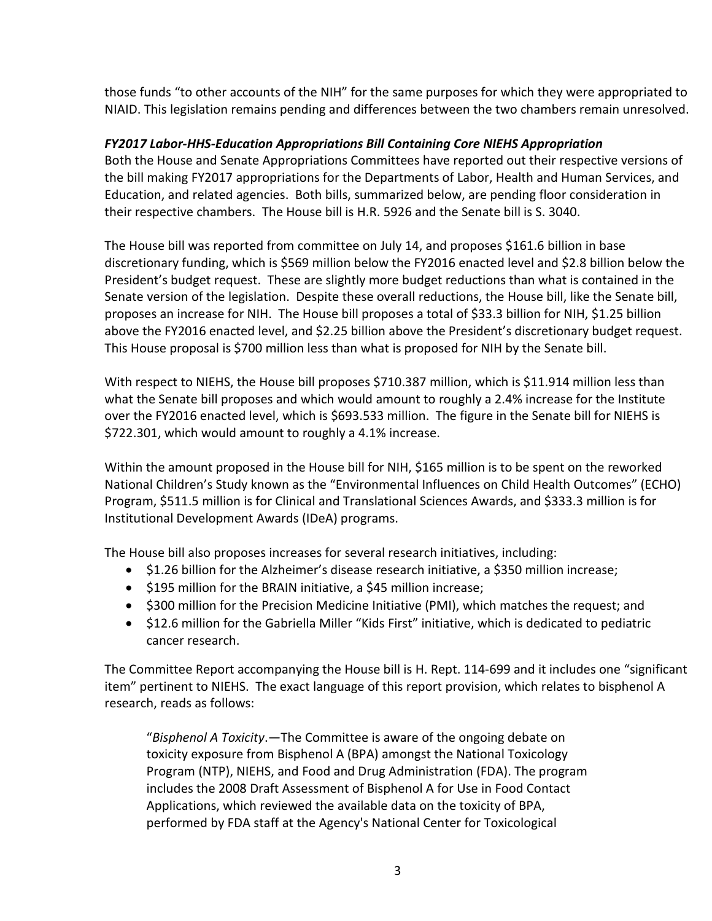those funds "to other accounts of the NIH" for the same purposes for which they were appropriated to NIAID. This legislation remains pending and differences between the two chambers remain unresolved.

***FY2017 Labor-HHS-Education Appropriations Bill Containing Core NIEHS Appropriation***

Both the House and Senate Appropriations Committees have reported out their respective versions of the bill making FY2017 appropriations for the Departments of Labor, Health and Human Services, and Education, and related agencies. Both bills, summarized below, are pending floor consideration in their respective chambers. The House bill is H.R. 5926 and the Senate bill is S. 3040.

The House bill was reported from committee on July 14, and proposes $161.6 billion in base discretionary funding, which is $569 million below the FY2016 enacted level and $2.8 billion below the President's budget request. These are slightly more budget reductions than what is contained in the Senate version of the legislation. Despite these overall reductions, the House bill, like the Senate bill, proposes an increase for NIH. The House bill proposes a total of $33.3 billion for NIH, $1.25 billion above the FY2016 enacted level, and $2.25 billion above the President's discretionary budget request. This House proposal is $700 million less than what is proposed for NIH by the Senate bill.

With respect to NIEHS, the House bill proposes $710.387 million, which is $11.914 million less than what the Senate bill proposes and which would amount to roughly a 2.4% increase for the Institute over the FY2016 enacted level, which is $693.533 million. The figure in the Senate bill for NIEHS is $722.301, which would amount to roughly a 4.1% increase.

Within the amount proposed in the House bill for NIH, $165 million is to be spent on the reworked National Children's Study known as the "Environmental Influences on Child Health Outcomes" (ECHO) Program, $511.5 million is for Clinical and Translational Sciences Awards, and $333.3 million is for Institutional Development Awards (IDeA) programs.

The House bill also proposes increases for several research initiatives, including:

- $1.26 billion for the Alzheimer's disease research initiative, a $350 million increase;
- $195 million for the BRAIN initiative, a $45 million increase;
- $300 million for the Precision Medicine Initiative (PMI), which matches the request; and
- $12.6 million for the Gabriella Miller "Kids First" initiative, which is dedicated to pediatric cancer research.

The Committee Report accompanying the House bill is H. Rept. 114-699 and it includes one "significant item" pertinent to NIEHS. The exact language of this report provision, which relates to bisphenol A research, reads as follows:

> "*Bisphenol A Toxicity*.—The Committee is aware of the ongoing debate on toxicity exposure from Bisphenol A (BPA) amongst the National Toxicology Program (NTP), NIEHS, and Food and Drug Administration (FDA). The program includes the 2008 Draft Assessment of Bisphenol A for Use in Food Contact Applications, which reviewed the available data on the toxicity of BPA, performed by FDA staff at the Agency's National Center for Toxicological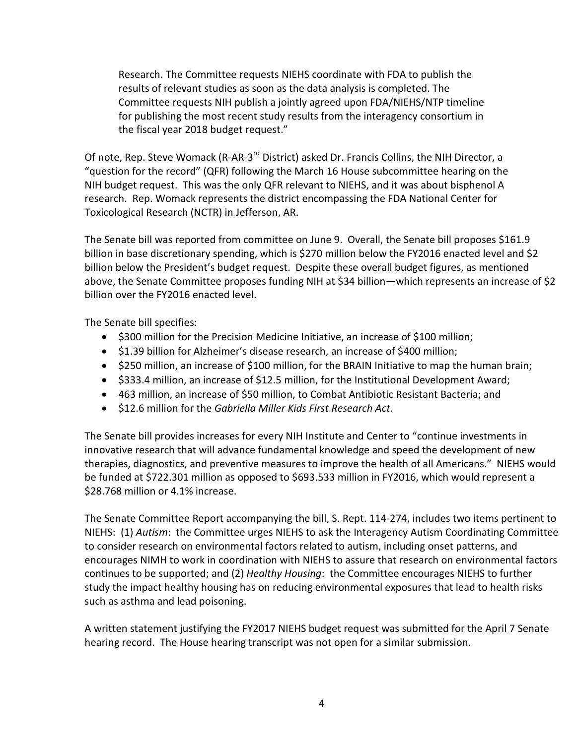> Research. The Committee requests NIEHS coordinate with FDA to publish the results of relevant studies as soon as the data analysis is completed. The Committee requests NIH publish a jointly agreed upon FDA/NIEHS/NTP timeline for publishing the most recent study results from the interagency consortium in the fiscal year 2018 budget request."

Of note, Rep. Steve Womack (R-AR-3rd District) asked Dr. Francis Collins, the NIH Director, a "question for the record" (QFR) following the March 16 House subcommittee hearing on the NIH budget request. This was the only QFR relevant to NIEHS, and it was about bisphenol A research. Rep. Womack represents the district encompassing the FDA National Center for Toxicological Research (NCTR) in Jefferson, AR.

The Senate bill was reported from committee on June 9. Overall, the Senate bill proposes \$161.9 billion in base discretionary spending, which is \$270 million below the FY2016 enacted level and \$2 billion below the President's budget request. Despite these overall budget figures, as mentioned above, the Senate Committee proposes funding NIH at \$34 billion—which represents an increase of \$2 billion over the FY2016 enacted level.

The Senate bill specifies:

- \$300 million for the Precision Medicine Initiative, an increase of \$100 million;
- \$1.39 billion for Alzheimer's disease research, an increase of \$400 million;
- \$250 million, an increase of \$100 million, for the BRAIN Initiative to map the human brain;
- \$333.4 million, an increase of \$12.5 million, for the Institutional Development Award;
- 463 million, an increase of \$50 million, to Combat Antibiotic Resistant Bacteria; and
- \$12.6 million for the *Gabriella Miller Kids First Research Act*.

The Senate bill provides increases for every NIH Institute and Center to "continue investments in innovative research that will advance fundamental knowledge and speed the development of new therapies, diagnostics, and preventive measures to improve the health of all Americans." NIEHS would be funded at \$722.301 million as opposed to \$693.533 million in FY2016, which would represent a \$28.768 million or 4.1% increase.

The Senate Committee Report accompanying the bill, S. Rept. 114-274, includes two items pertinent to NIEHS: (1) *Autism*: the Committee urges NIEHS to ask the Interagency Autism Coordinating Committee to consider research on environmental factors related to autism, including onset patterns, and encourages NIMH to work in coordination with NIEHS to assure that research on environmental factors continues to be supported; and (2) *Healthy Housing*: the Committee encourages NIEHS to further study the impact healthy housing has on reducing environmental exposures that lead to health risks such as asthma and lead poisoning.

A written statement justifying the FY2017 NIEHS budget request was submitted for the April 7 Senate hearing record. The House hearing transcript was not open for a similar submission.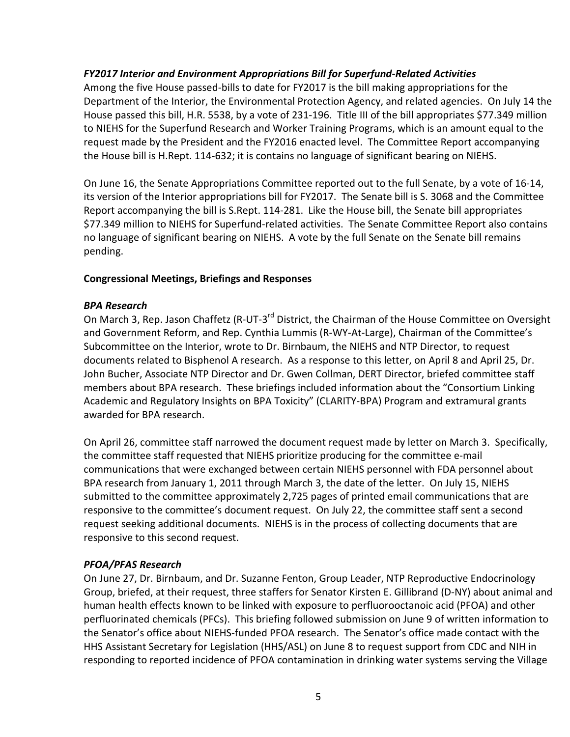### *FY2017 Interior and Environment Appropriations Bill for Superfund-Related Activities*

Among the five House passed-bills to date for FY2017 is the bill making appropriations for the Department of the Interior, the Environmental Protection Agency, and related agencies. On July 14 the House passed this bill, H.R. 5538, by a vote of 231-196. Title III of the bill appropriates $77.349 million to NIEHS for the Superfund Research and Worker Training Programs, which is an amount equal to the request made by the President and the FY2016 enacted level. The Committee Report accompanying the House bill is H.Rept. 114-632; it is contains no language of significant bearing on NIEHS.

On June 16, the Senate Appropriations Committee reported out to the full Senate, by a vote of 16-14, its version of the Interior appropriations bill for FY2017. The Senate bill is S. 3068 and the Committee Report accompanying the bill is S.Rept. 114-281. Like the House bill, the Senate bill appropriates $77.349 million to NIEHS for Superfund-related activities. The Senate Committee Report also contains no language of significant bearing on NIEHS. A vote by the full Senate on the Senate bill remains pending.

## Congressional Meetings, Briefings and Responses

### *BPA Research*

On March 3, Rep. Jason Chaffetz (R-UT-3rd District, the Chairman of the House Committee on Oversight and Government Reform, and Rep. Cynthia Lummis (R-WY-At-Large), Chairman of the Committee's Subcommittee on the Interior, wrote to Dr. Birnbaum, the NIEHS and NTP Director, to request documents related to Bisphenol A research. As a response to this letter, on April 8 and April 25, Dr. John Bucher, Associate NTP Director and Dr. Gwen Collman, DERT Director, briefed committee staff members about BPA research. These briefings included information about the "Consortium Linking Academic and Regulatory Insights on BPA Toxicity" (CLARITY-BPA) Program and extramural grants awarded for BPA research.

On April 26, committee staff narrowed the document request made by letter on March 3. Specifically, the committee staff requested that NIEHS prioritize producing for the committee e-mail communications that were exchanged between certain NIEHS personnel with FDA personnel about BPA research from January 1, 2011 through March 3, the date of the letter. On July 15, NIEHS submitted to the committee approximately 2,725 pages of printed email communications that are responsive to the committee's document request. On July 22, the committee staff sent a second request seeking additional documents. NIEHS is in the process of collecting documents that are responsive to this second request.

### *PFOA/PFAS Research*

On June 27, Dr. Birnbaum, and Dr. Suzanne Fenton, Group Leader, NTP Reproductive Endocrinology Group, briefed, at their request, three staffers for Senator Kirsten E. Gillibrand (D-NY) about animal and human health effects known to be linked with exposure to perfluorooctanoic acid (PFOA) and other perfluorinated chemicals (PFCs). This briefing followed submission on June 9 of written information to the Senator's office about NIEHS-funded PFOA research. The Senator's office made contact with the HHS Assistant Secretary for Legislation (HHS/ASL) on June 8 to request support from CDC and NIH in responding to reported incidence of PFOA contamination in drinking water systems serving the Village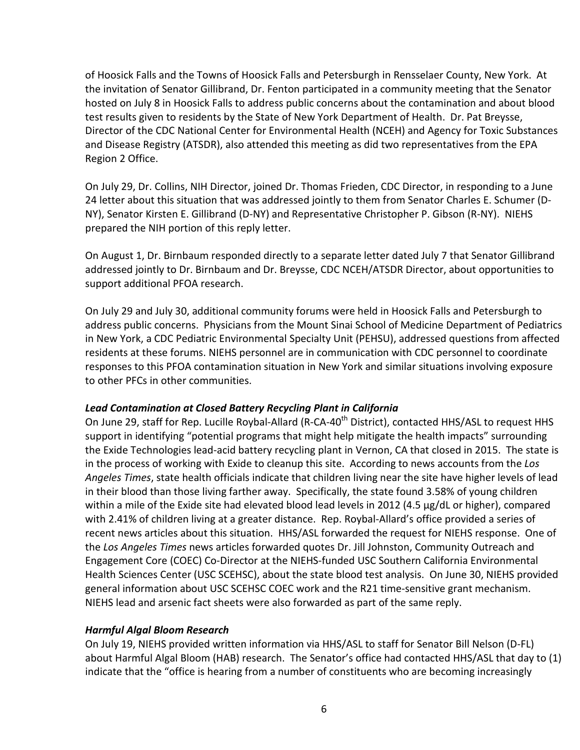of Hoosick Falls and the Towns of Hoosick Falls and Petersburgh in Rensselaer County, New York. At the invitation of Senator Gillibrand, Dr. Fenton participated in a community meeting that the Senator hosted on July 8 in Hoosick Falls to address public concerns about the contamination and about blood test results given to residents by the State of New York Department of Health. Dr. Pat Breysse, Director of the CDC National Center for Environmental Health (NCEH) and Agency for Toxic Substances and Disease Registry (ATSDR), also attended this meeting as did two representatives from the EPA Region 2 Office.

On July 29, Dr. Collins, NIH Director, joined Dr. Thomas Frieden, CDC Director, in responding to a June 24 letter about this situation that was addressed jointly to them from Senator Charles E. Schumer (D-NY), Senator Kirsten E. Gillibrand (D-NY) and Representative Christopher P. Gibson (R-NY). NIEHS prepared the NIH portion of this reply letter.

On August 1, Dr. Birnbaum responded directly to a separate letter dated July 7 that Senator Gillibrand addressed jointly to Dr. Birnbaum and Dr. Breysse, CDC NCEH/ATSDR Director, about opportunities to support additional PFOA research.

On July 29 and July 30, additional community forums were held in Hoosick Falls and Petersburgh to address public concerns. Physicians from the Mount Sinai School of Medicine Department of Pediatrics in New York, a CDC Pediatric Environmental Specialty Unit (PEHSU), addressed questions from affected residents at these forums. NIEHS personnel are in communication with CDC personnel to coordinate responses to this PFOA contamination situation in New York and similar situations involving exposure to other PFCs in other communities.

***Lead Contamination at Closed Battery Recycling Plant in California***

On June 29, staff for Rep. Lucille Roybal-Allard (R-CA-40th District), contacted HHS/ASL to request HHS support in identifying "potential programs that might help mitigate the health impacts" surrounding the Exide Technologies lead-acid battery recycling plant in Vernon, CA that closed in 2015. The state is in the process of working with Exide to cleanup this site. According to news accounts from the *Los Angeles Times*, state health officials indicate that children living near the site have higher levels of lead in their blood than those living farther away. Specifically, the state found 3.58% of young children within a mile of the Exide site had elevated blood lead levels in 2012 (4.5 µg/dL or higher), compared with 2.41% of children living at a greater distance. Rep. Roybal-Allard's office provided a series of recent news articles about this situation. HHS/ASL forwarded the request for NIEHS response. One of the *Los Angeles Times* news articles forwarded quotes Dr. Jill Johnston, Community Outreach and Engagement Core (COEC) Co-Director at the NIEHS-funded USC Southern California Environmental Health Sciences Center (USC SCEHSC), about the state blood test analysis. On June 30, NIEHS provided general information about USC SCEHSC COEC work and the R21 time-sensitive grant mechanism. NIEHS lead and arsenic fact sheets were also forwarded as part of the same reply.

***Harmful Algal Bloom Research***

On July 19, NIEHS provided written information via HHS/ASL to staff for Senator Bill Nelson (D-FL) about Harmful Algal Bloom (HAB) research. The Senator's office had contacted HHS/ASL that day to (1) indicate that the "office is hearing from a number of constituents who are becoming increasingly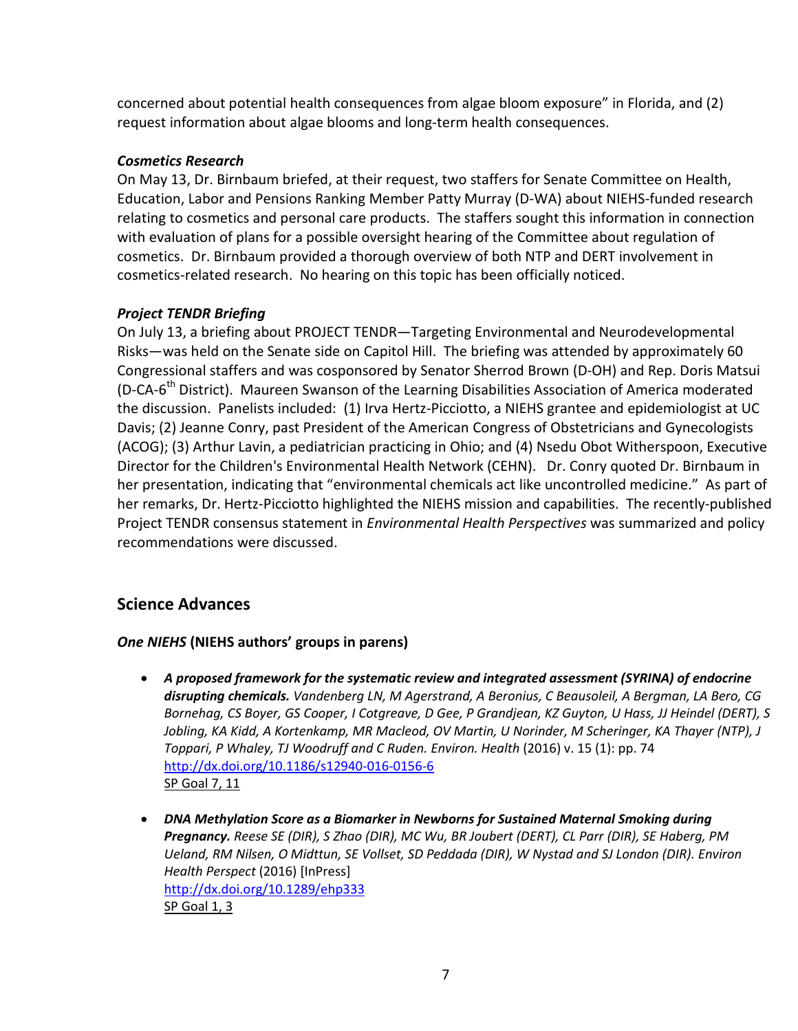concerned about potential health consequences from algae bloom exposure" in Florida, and (2) request information about algae blooms and long-term health consequences.

### *Cosmetics Research*

On May 13, Dr. Birnbaum briefed, at their request, two staffers for Senate Committee on Health, Education, Labor and Pensions Ranking Member Patty Murray (D-WA) about NIEHS-funded research relating to cosmetics and personal care products. The staffers sought this information in connection with evaluation of plans for a possible oversight hearing of the Committee about regulation of cosmetics. Dr. Birnbaum provided a thorough overview of both NTP and DERT involvement in cosmetics-related research. No hearing on this topic has been officially noticed.

### *Project TENDR Briefing*

On July 13, a briefing about PROJECT TENDR—Targeting Environmental and Neurodevelopmental Risks—was held on the Senate side on Capitol Hill. The briefing was attended by approximately 60 Congressional staffers and was cosponsored by Senator Sherrod Brown (D-OH) and Rep. Doris Matsui (D-CA-6th District). Maureen Swanson of the Learning Disabilities Association of America moderated the discussion. Panelists included: (1) Irva Hertz-Picciotto, a NIEHS grantee and epidemiologist at UC Davis; (2) Jeanne Conry, past President of the American Congress of Obstetricians and Gynecologists (ACOG); (3) Arthur Lavin, a pediatrician practicing in Ohio; and (4) Nsedu Obot Witherspoon, Executive Director for the Children's Environmental Health Network (CEHN). Dr. Conry quoted Dr. Birnbaum in her presentation, indicating that "environmental chemicals act like uncontrolled medicine." As part of her remarks, Dr. Hertz-Picciotto highlighted the NIEHS mission and capabilities. The recently-published Project TENDR consensus statement in *Environmental Health Perspectives* was summarized and policy recommendations were discussed.

## Science Advances

### *One NIEHS* (NIEHS authors' groups in parens)

- ***A proposed framework for the systematic review and integrated assessment (SYRINA) of endocrine disrupting chemicals.*** *Vandenberg LN, M Agerstrand, A Beronius, C Beausoleil, A Bergman, LA Bero, CG Bornehag, CS Boyer, GS Cooper, I Cotgreave, D Gee, P Grandjean, KZ Guyton, U Hass, JJ Heindel (DERT), S Jobling, KA Kidd, A Kortenkamp, MR Macleod, OV Martin, U Norinder, M Scheringer, KA Thayer (NTP), J Toppari, P Whaley, TJ Woodruff and C Ruden. Environ. Health* (2016) v. 15 (1): pp. 74
  http://dx.doi.org/10.1186/s12940-016-0156-6
  SP Goal 7, 11

- ***DNA Methylation Score as a Biomarker in Newborns for Sustained Maternal Smoking during Pregnancy.*** *Reese SE (DIR), S Zhao (DIR), MC Wu, BR Joubert (DERT), CL Parr (DIR), SE Haberg, PM Ueland, RM Nilsen, O Midttun, SE Vollset, SD Peddada (DIR), W Nystad and SJ London (DIR). Environ Health Perspect* (2016) [InPress]
  http://dx.doi.org/10.1289/ehp333
  SP Goal 1, 3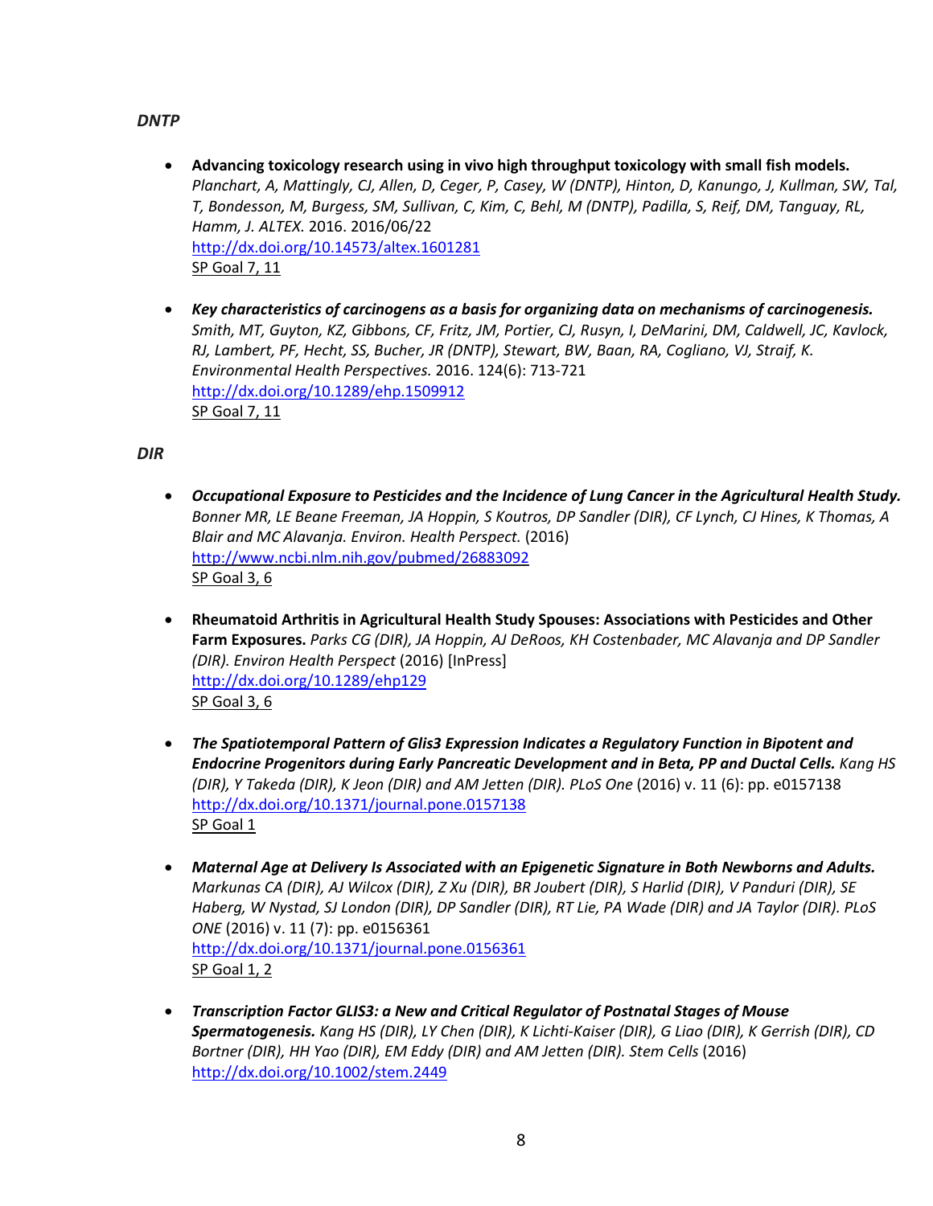*DNTP*

- **Advancing toxicology research using in vivo high throughput toxicology with small fish models.** *Planchart, A, Mattingly, CJ, Allen, D, Ceger, P, Casey, W (DNTP), Hinton, D, Kanungo, J, Kullman, SW, Tal, T, Bondesson, M, Burgess, SM, Sullivan, C, Kim, C, Behl, M (DNTP), Padilla, S, Reif, DM, Tanguay, RL, Hamm, J. ALTEX.* 2016. 2016/06/22
  http://dx.doi.org/10.14573/altex.1601281
  SP Goal 7, 11

- ***Key characteristics of carcinogens as a basis for organizing data on mechanisms of carcinogenesis.*** *Smith, MT, Guyton, KZ, Gibbons, CF, Fritz, JM, Portier, CJ, Rusyn, I, DeMarini, DM, Caldwell, JC, Kavlock, RJ, Lambert, PF, Hecht, SS, Bucher, JR (DNTP), Stewart, BW, Baan, RA, Cogliano, VJ, Straif, K. Environmental Health Perspectives.* 2016. 124(6): 713-721
  http://dx.doi.org/10.1289/ehp.1509912
  SP Goal 7, 11

*DIR*

- ***Occupational Exposure to Pesticides and the Incidence of Lung Cancer in the Agricultural Health Study.*** *Bonner MR, LE Beane Freeman, JA Hoppin, S Koutros, DP Sandler (DIR), CF Lynch, CJ Hines, K Thomas, A Blair and MC Alavanja. Environ. Health Perspect.* (2016)
  http://www.ncbi.nlm.nih.gov/pubmed/26883092
  SP Goal 3, 6

- **Rheumatoid Arthritis in Agricultural Health Study Spouses: Associations with Pesticides and Other Farm Exposures.** *Parks CG (DIR), JA Hoppin, AJ DeRoos, KH Costenbader, MC Alavanja and DP Sandler (DIR). Environ Health Perspect* (2016) [InPress]
  http://dx.doi.org/10.1289/ehp129
  SP Goal 3, 6

- ***The Spatiotemporal Pattern of Glis3 Expression Indicates a Regulatory Function in Bipotent and Endocrine Progenitors during Early Pancreatic Development and in Beta, PP and Ductal Cells.*** *Kang HS (DIR), Y Takeda (DIR), K Jeon (DIR) and AM Jetten (DIR). PLoS One* (2016) v. 11 (6): pp. e0157138
  http://dx.doi.org/10.1371/journal.pone.0157138
  SP Goal 1

- ***Maternal Age at Delivery Is Associated with an Epigenetic Signature in Both Newborns and Adults.*** *Markunas CA (DIR), AJ Wilcox (DIR), Z Xu (DIR), BR Joubert (DIR), S Harlid (DIR), V Panduri (DIR), SE Haberg, W Nystad, SJ London (DIR), DP Sandler (DIR), RT Lie, PA Wade (DIR) and JA Taylor (DIR). PLoS ONE* (2016) v. 11 (7): pp. e0156361
  http://dx.doi.org/10.1371/journal.pone.0156361
  SP Goal 1, 2

- ***Transcription Factor GLIS3: a New and Critical Regulator of Postnatal Stages of Mouse Spermatogenesis.*** *Kang HS (DIR), LY Chen (DIR), K Lichti-Kaiser (DIR), G Liao (DIR), K Gerrish (DIR), CD Bortner (DIR), HH Yao (DIR), EM Eddy (DIR) and AM Jetten (DIR). Stem Cells* (2016)
  http://dx.doi.org/10.1002/stem.2449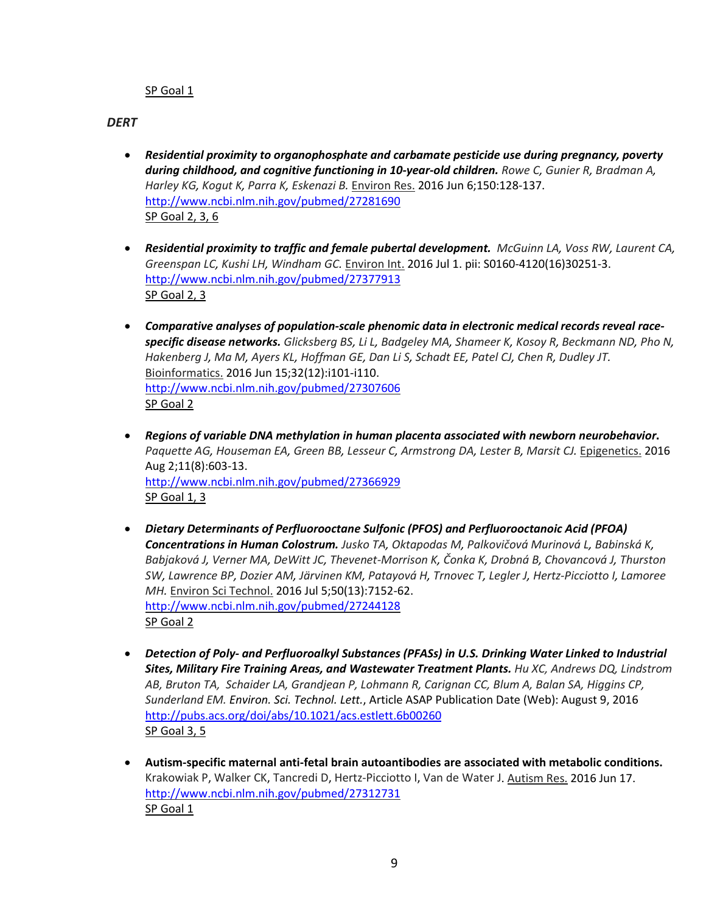SP Goal 1

*DERT*

- ***Residential proximity to organophosphate and carbamate pesticide use during pregnancy, poverty during childhood, and cognitive functioning in 10-year-old children.*** *Rowe C, Gunier R, Bradman A, Harley KG, Kogut K, Parra K, Eskenazi B.* Environ Res. 2016 Jun 6;150:128-137.
  http://www.ncbi.nlm.nih.gov/pubmed/27281690
  SP Goal 2, 3, 6

- ***Residential proximity to traffic and female pubertal development.*** *McGuinn LA, Voss RW, Laurent CA, Greenspan LC, Kushi LH, Windham GC.* Environ Int. 2016 Jul 1. pii: S0160-4120(16)30251-3.
  http://www.ncbi.nlm.nih.gov/pubmed/27377913
  SP Goal 2, 3

- ***Comparative analyses of population-scale phenomic data in electronic medical records reveal race-specific disease networks.*** *Glicksberg BS, Li L, Badgeley MA, Shameer K, Kosoy R, Beckmann ND, Pho N, Hakenberg J, Ma M, Ayers KL, Hoffman GE, Dan Li S, Schadt EE, Patel CJ, Chen R, Dudley JT.* Bioinformatics. 2016 Jun 15;32(12):i101-i110.
  http://www.ncbi.nlm.nih.gov/pubmed/27307606
  SP Goal 2

- ***Regions of variable DNA methylation in human placenta associated with newborn neurobehavior.*** *Paquette AG, Houseman EA, Green BB, Lesseur C, Armstrong DA, Lester B, Marsit CJ.* Epigenetics. 2016 Aug 2;11(8):603-13.
  http://www.ncbi.nlm.nih.gov/pubmed/27366929
  SP Goal 1, 3

- ***Dietary Determinants of Perfluorooctane Sulfonic (PFOS) and Perfluorooctanoic Acid (PFOA) Concentrations in Human Colostrum.*** *Jusko TA, Oktapodas M, Palkovičová Murinová L, Babinská K, Babjaková J, Verner MA, DeWitt JC, Thevenet-Morrison K, Čonka K, Drobná B, Chovancová J, Thurston SW, Lawrence BP, Dozier AM, Järvinen KM, Patayová H, Trnovec T, Legler J, Hertz-Picciotto I, Lamoree MH.* Environ Sci Technol. 2016 Jul 5;50(13):7152-62.
  http://www.ncbi.nlm.nih.gov/pubmed/27244128
  SP Goal 2

- ***Detection of Poly- and Perfluoroalkyl Substances (PFASs) in U.S. Drinking Water Linked to Industrial Sites, Military Fire Training Areas, and Wastewater Treatment Plants.*** *Hu XC, Andrews DQ, Lindstrom AB, Bruton TA, Schaider LA, Grandjean P, Lohmann R, Carignan CC, Blum A, Balan SA, Higgins CP, Sunderland EM. Environ. Sci. Technol. Lett.*, Article ASAP Publication Date (Web): August 9, 2016
  http://pubs.acs.org/doi/abs/10.1021/acs.estlett.6b00260
  SP Goal 3, 5

- **Autism-specific maternal anti-fetal brain autoantibodies are associated with metabolic conditions.** Krakowiak P, Walker CK, Tancredi D, Hertz-Picciotto I, Van de Water J. Autism Res. 2016 Jun 17.
  http://www.ncbi.nlm.nih.gov/pubmed/27312731
  SP Goal 1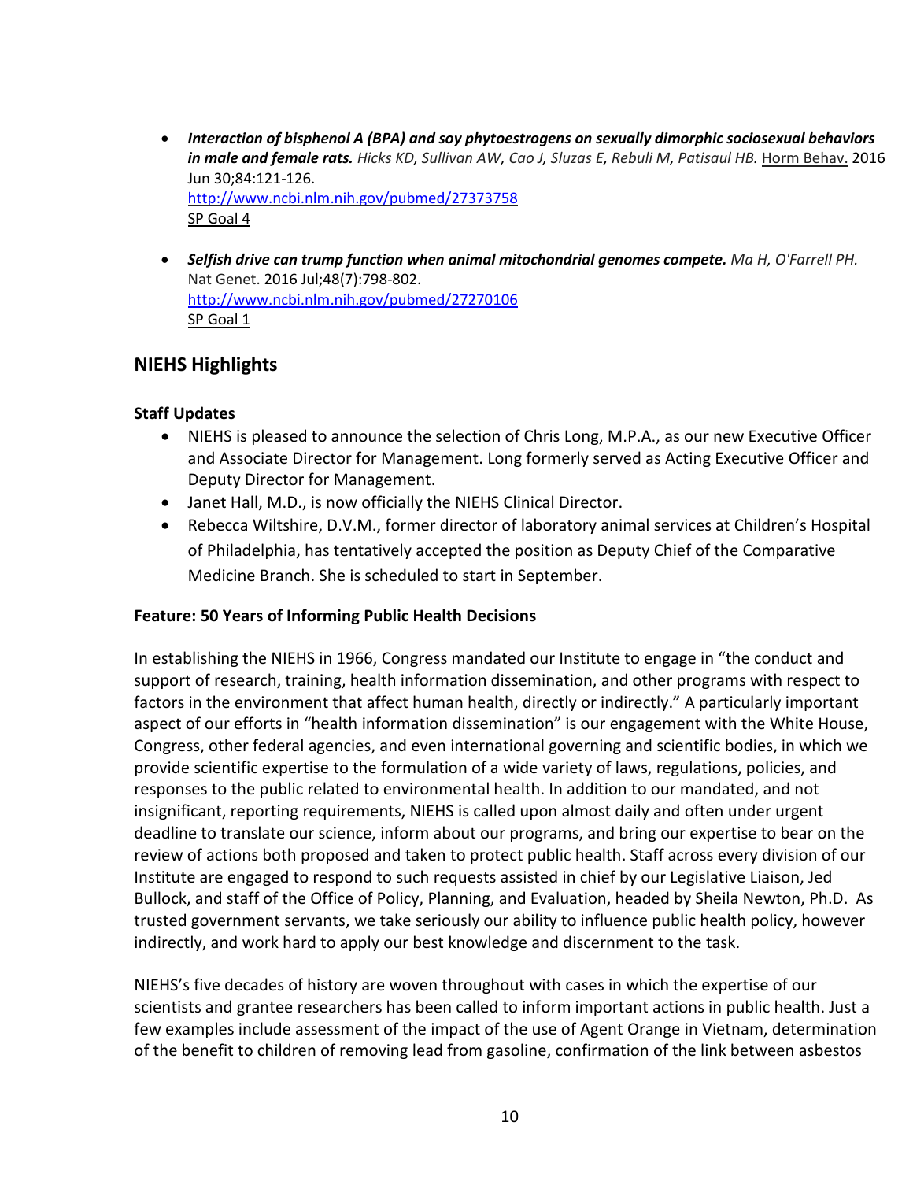- ***Interaction of bisphenol A (BPA) and soy phytoestrogens on sexually dimorphic sociosexual behaviors in male and female rats.*** *Hicks KD, Sullivan AW, Cao J, Sluzas E, Rebuli M, Patisaul HB.* Horm Behav. 2016 Jun 30;84:121-126.
  http://www.ncbi.nlm.nih.gov/pubmed/27373758
  SP Goal 4

- ***Selfish drive can trump function when animal mitochondrial genomes compete.*** *Ma H, O'Farrell PH.* Nat Genet. 2016 Jul;48(7):798-802.
  http://www.ncbi.nlm.nih.gov/pubmed/27270106
  SP Goal 1

## NIEHS Highlights

### Staff Updates

- NIEHS is pleased to announce the selection of Chris Long, M.P.A., as our new Executive Officer and Associate Director for Management. Long formerly served as Acting Executive Officer and Deputy Director for Management.
- Janet Hall, M.D., is now officially the NIEHS Clinical Director.
- Rebecca Wiltshire, D.V.M., former director of laboratory animal services at Children's Hospital of Philadelphia, has tentatively accepted the position as Deputy Chief of the Comparative Medicine Branch. She is scheduled to start in September.

### Feature: 50 Years of Informing Public Health Decisions

In establishing the NIEHS in 1966, Congress mandated our Institute to engage in "the conduct and support of research, training, health information dissemination, and other programs with respect to factors in the environment that affect human health, directly or indirectly." A particularly important aspect of our efforts in "health information dissemination" is our engagement with the White House, Congress, other federal agencies, and even international governing and scientific bodies, in which we provide scientific expertise to the formulation of a wide variety of laws, regulations, policies, and responses to the public related to environmental health. In addition to our mandated, and not insignificant, reporting requirements, NIEHS is called upon almost daily and often under urgent deadline to translate our science, inform about our programs, and bring our expertise to bear on the review of actions both proposed and taken to protect public health. Staff across every division of our Institute are engaged to respond to such requests assisted in chief by our Legislative Liaison, Jed Bullock, and staff of the Office of Policy, Planning, and Evaluation, headed by Sheila Newton, Ph.D. As trusted government servants, we take seriously our ability to influence public health policy, however indirectly, and work hard to apply our best knowledge and discernment to the task.

NIEHS's five decades of history are woven throughout with cases in which the expertise of our scientists and grantee researchers has been called to inform important actions in public health. Just a few examples include assessment of the impact of the use of Agent Orange in Vietnam, determination of the benefit to children of removing lead from gasoline, confirmation of the link between asbestos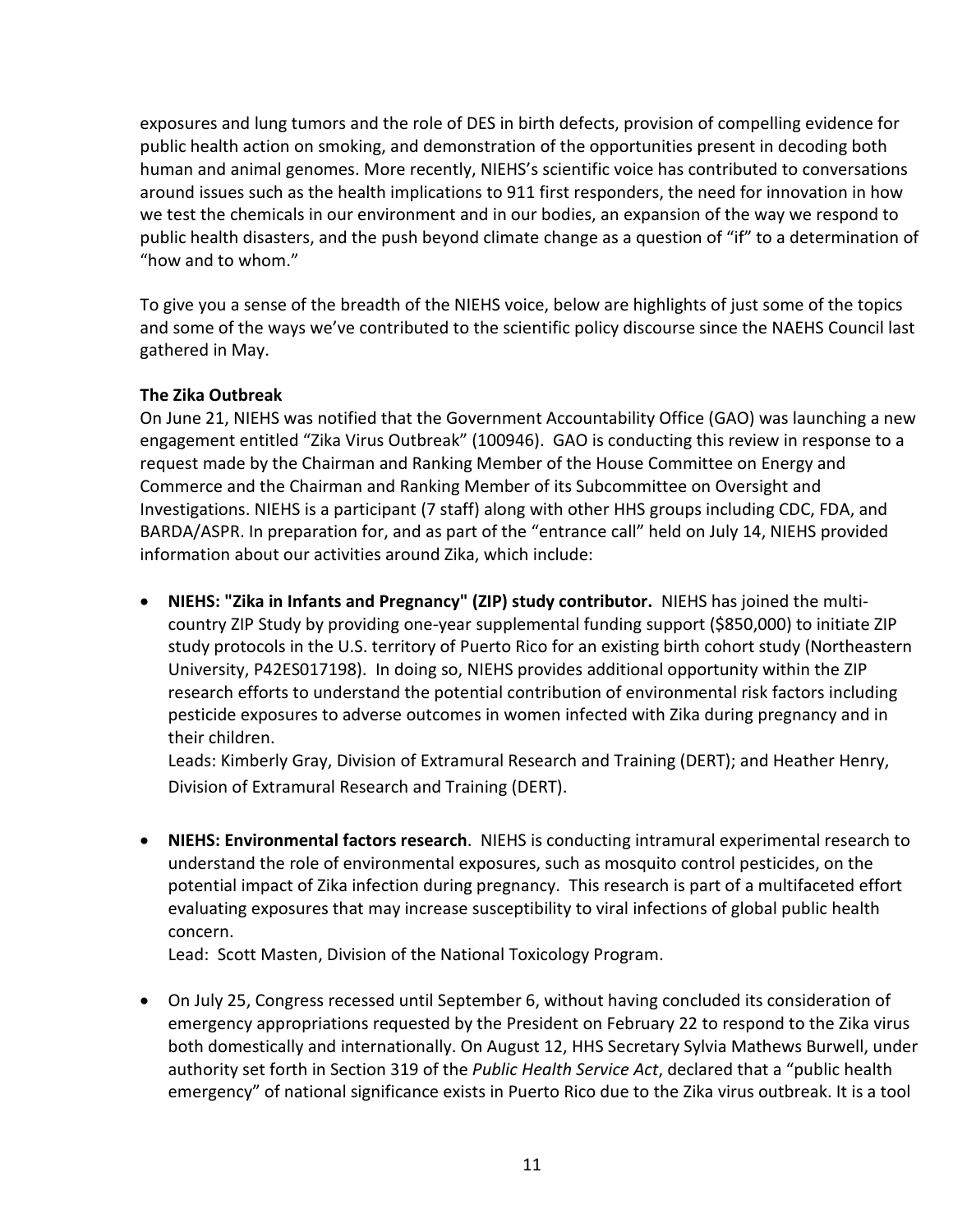exposures and lung tumors and the role of DES in birth defects, provision of compelling evidence for public health action on smoking, and demonstration of the opportunities present in decoding both human and animal genomes. More recently, NIEHS's scientific voice has contributed to conversations around issues such as the health implications to 911 first responders, the need for innovation in how we test the chemicals in our environment and in our bodies, an expansion of the way we respond to public health disasters, and the push beyond climate change as a question of "if" to a determination of "how and to whom."

To give you a sense of the breadth of the NIEHS voice, below are highlights of just some of the topics and some of the ways we've contributed to the scientific policy discourse since the NAEHS Council last gathered in May.

**The Zika Outbreak**

On June 21, NIEHS was notified that the Government Accountability Office (GAO) was launching a new engagement entitled "Zika Virus Outbreak" (100946). GAO is conducting this review in response to a request made by the Chairman and Ranking Member of the House Committee on Energy and Commerce and the Chairman and Ranking Member of its Subcommittee on Oversight and Investigations. NIEHS is a participant (7 staff) along with other HHS groups including CDC, FDA, and BARDA/ASPR. In preparation for, and as part of the "entrance call" held on July 14, NIEHS provided information about our activities around Zika, which include:

- **NIEHS: "Zika in Infants and Pregnancy" (ZIP) study contributor.** NIEHS has joined the multi-country ZIP Study by providing one-year supplemental funding support ($850,000) to initiate ZIP study protocols in the U.S. territory of Puerto Rico for an existing birth cohort study (Northeastern University, P42ES017198). In doing so, NIEHS provides additional opportunity within the ZIP research efforts to understand the potential contribution of environmental risk factors including pesticide exposures to adverse outcomes in women infected with Zika during pregnancy and in their children.
  Leads: Kimberly Gray, Division of Extramural Research and Training (DERT); and Heather Henry, Division of Extramural Research and Training (DERT).

- **NIEHS: Environmental factors research**. NIEHS is conducting intramural experimental research to understand the role of environmental exposures, such as mosquito control pesticides, on the potential impact of Zika infection during pregnancy. This research is part of a multifaceted effort evaluating exposures that may increase susceptibility to viral infections of global public health concern.
  Lead: Scott Masten, Division of the National Toxicology Program.

- On July 25, Congress recessed until September 6, without having concluded its consideration of emergency appropriations requested by the President on February 22 to respond to the Zika virus both domestically and internationally. On August 12, HHS Secretary Sylvia Mathews Burwell, under authority set forth in Section 319 of the *Public Health Service Act*, declared that a "public health emergency" of national significance exists in Puerto Rico due to the Zika virus outbreak. It is a tool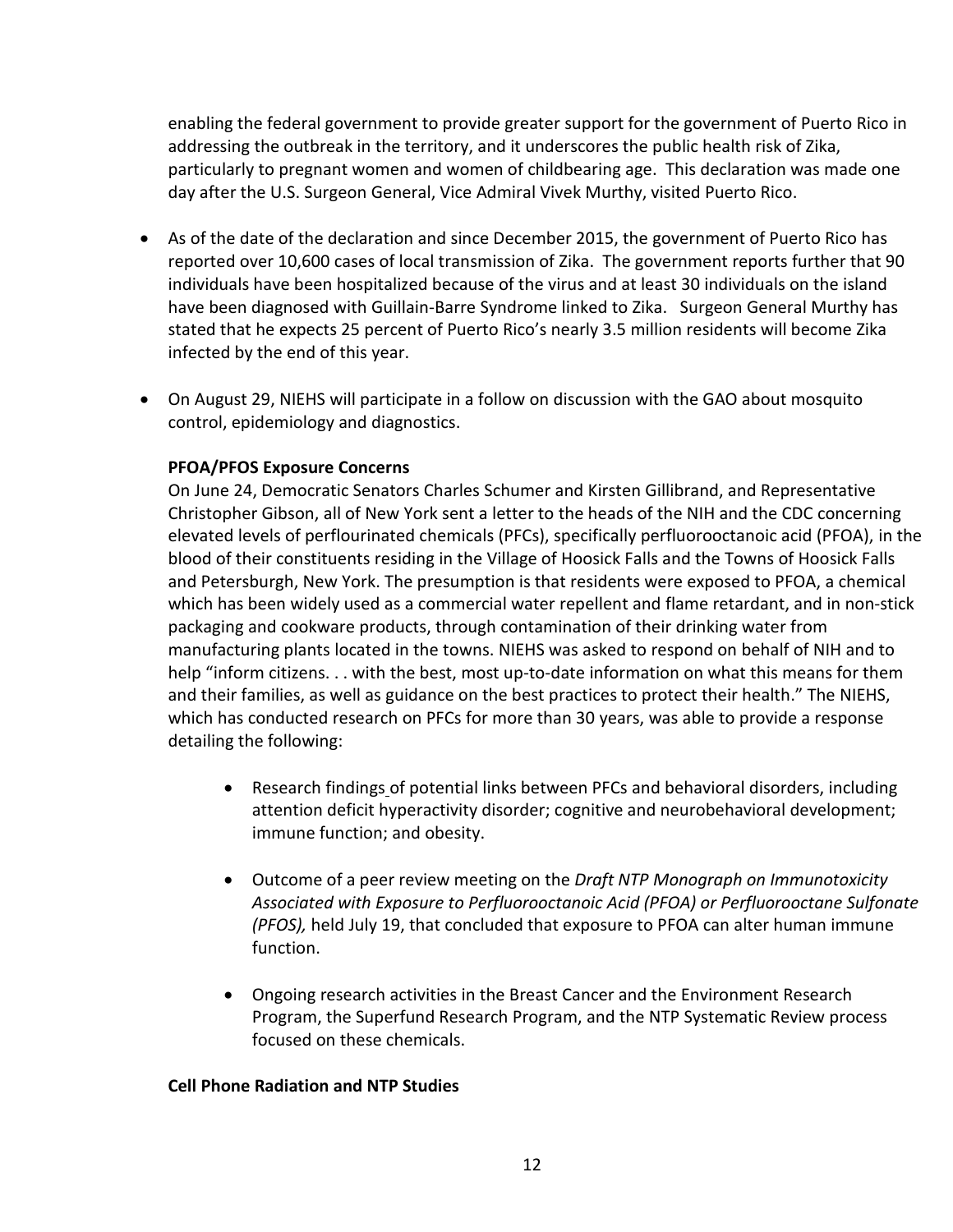enabling the federal government to provide greater support for the government of Puerto Rico in addressing the outbreak in the territory, and it underscores the public health risk of Zika, particularly to pregnant women and women of childbearing age. This declaration was made one day after the U.S. Surgeon General, Vice Admiral Vivek Murthy, visited Puerto Rico.

- As of the date of the declaration and since December 2015, the government of Puerto Rico has reported over 10,600 cases of local transmission of Zika. The government reports further that 90 individuals have been hospitalized because of the virus and at least 30 individuals on the island have been diagnosed with Guillain-Barre Syndrome linked to Zika. Surgeon General Murthy has stated that he expects 25 percent of Puerto Rico's nearly 3.5 million residents will become Zika infected by the end of this year.

- On August 29, NIEHS will participate in a follow on discussion with the GAO about mosquito control, epidemiology and diagnostics.

**PFOA/PFOS Exposure Concerns**

On June 24, Democratic Senators Charles Schumer and Kirsten Gillibrand, and Representative Christopher Gibson, all of New York sent a letter to the heads of the NIH and the CDC concerning elevated levels of perflourinated chemicals (PFCs), specifically perfluorooctanoic acid (PFOA), in the blood of their constituents residing in the Village of Hoosick Falls and the Towns of Hoosick Falls and Petersburgh, New York. The presumption is that residents were exposed to PFOA, a chemical which has been widely used as a commercial water repellent and flame retardant, and in non-stick packaging and cookware products, through contamination of their drinking water from manufacturing plants located in the towns. NIEHS was asked to respond on behalf of NIH and to help "inform citizens. . . with the best, most up-to-date information on what this means for them and their families, as well as guidance on the best practices to protect their health." The NIEHS, which has conducted research on PFCs for more than 30 years, was able to provide a response detailing the following:

- Research findings of potential links between PFCs and behavioral disorders, including attention deficit hyperactivity disorder; cognitive and neurobehavioral development; immune function; and obesity.

- Outcome of a peer review meeting on the *Draft NTP Monograph on Immunotoxicity Associated with Exposure to Perfluorooctanoic Acid (PFOA) or Perfluorooctane Sulfonate (PFOS),* held July 19, that concluded that exposure to PFOA can alter human immune function.

- Ongoing research activities in the Breast Cancer and the Environment Research Program, the Superfund Research Program, and the NTP Systematic Review process focused on these chemicals.

**Cell Phone Radiation and NTP Studies**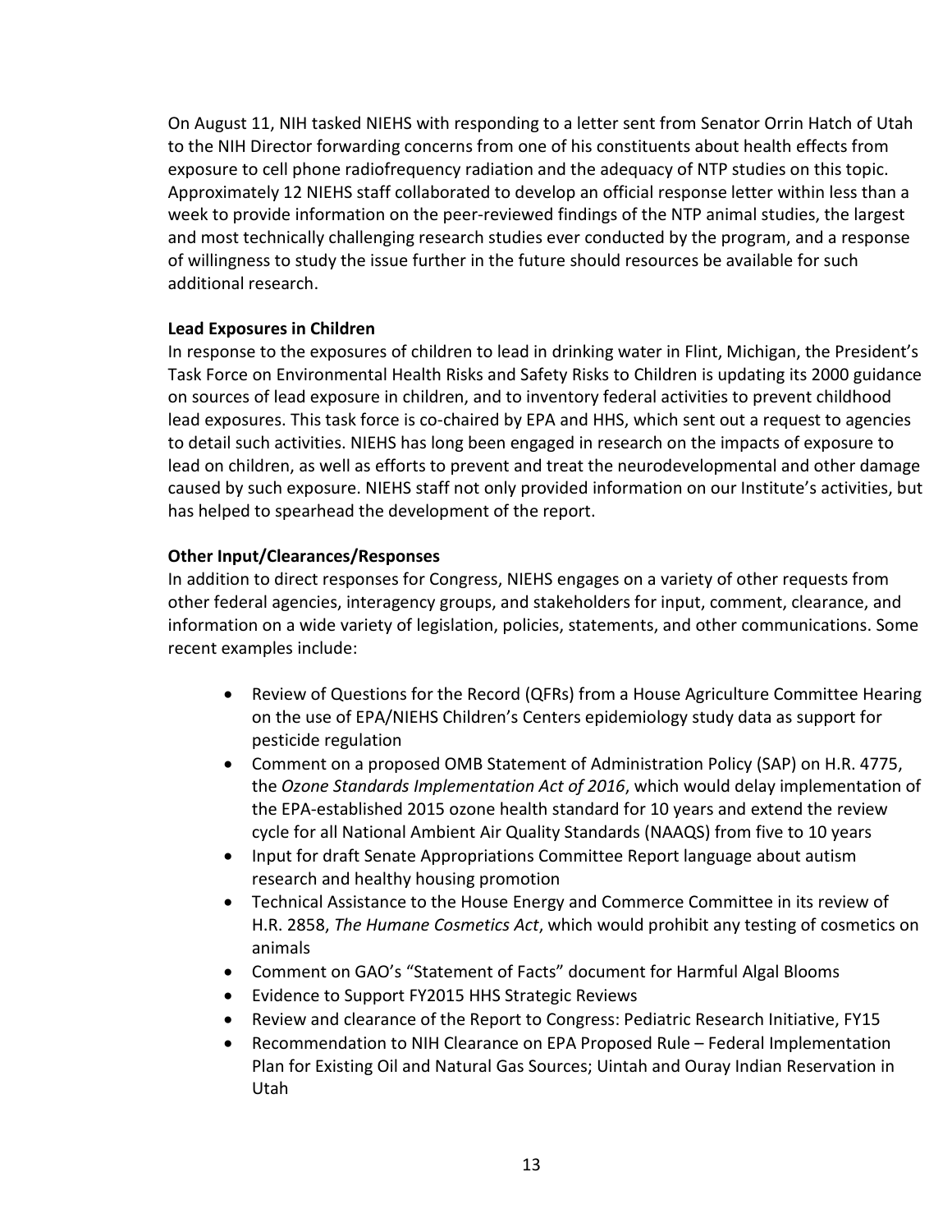On August 11, NIH tasked NIEHS with responding to a letter sent from Senator Orrin Hatch of Utah to the NIH Director forwarding concerns from one of his constituents about health effects from exposure to cell phone radiofrequency radiation and the adequacy of NTP studies on this topic. Approximately 12 NIEHS staff collaborated to develop an official response letter within less than a week to provide information on the peer-reviewed findings of the NTP animal studies, the largest and most technically challenging research studies ever conducted by the program, and a response of willingness to study the issue further in the future should resources be available for such additional research.

**Lead Exposures in Children**

In response to the exposures of children to lead in drinking water in Flint, Michigan, the President's Task Force on Environmental Health Risks and Safety Risks to Children is updating its 2000 guidance on sources of lead exposure in children, and to inventory federal activities to prevent childhood lead exposures. This task force is co-chaired by EPA and HHS, which sent out a request to agencies to detail such activities. NIEHS has long been engaged in research on the impacts of exposure to lead on children, as well as efforts to prevent and treat the neurodevelopmental and other damage caused by such exposure. NIEHS staff not only provided information on our Institute's activities, but has helped to spearhead the development of the report.

**Other Input/Clearances/Responses**

In addition to direct responses for Congress, NIEHS engages on a variety of other requests from other federal agencies, interagency groups, and stakeholders for input, comment, clearance, and information on a wide variety of legislation, policies, statements, and other communications. Some recent examples include:

- Review of Questions for the Record (QFRs) from a House Agriculture Committee Hearing on the use of EPA/NIEHS Children's Centers epidemiology study data as support for pesticide regulation
- Comment on a proposed OMB Statement of Administration Policy (SAP) on H.R. 4775, the *Ozone Standards Implementation Act of 2016*, which would delay implementation of the EPA-established 2015 ozone health standard for 10 years and extend the review cycle for all National Ambient Air Quality Standards (NAAQS) from five to 10 years
- Input for draft Senate Appropriations Committee Report language about autism research and healthy housing promotion
- Technical Assistance to the House Energy and Commerce Committee in its review of H.R. 2858, *The Humane Cosmetics Act*, which would prohibit any testing of cosmetics on animals
- Comment on GAO's "Statement of Facts" document for Harmful Algal Blooms
- Evidence to Support FY2015 HHS Strategic Reviews
- Review and clearance of the Report to Congress: Pediatric Research Initiative, FY15
- Recommendation to NIH Clearance on EPA Proposed Rule – Federal Implementation Plan for Existing Oil and Natural Gas Sources; Uintah and Ouray Indian Reservation in Utah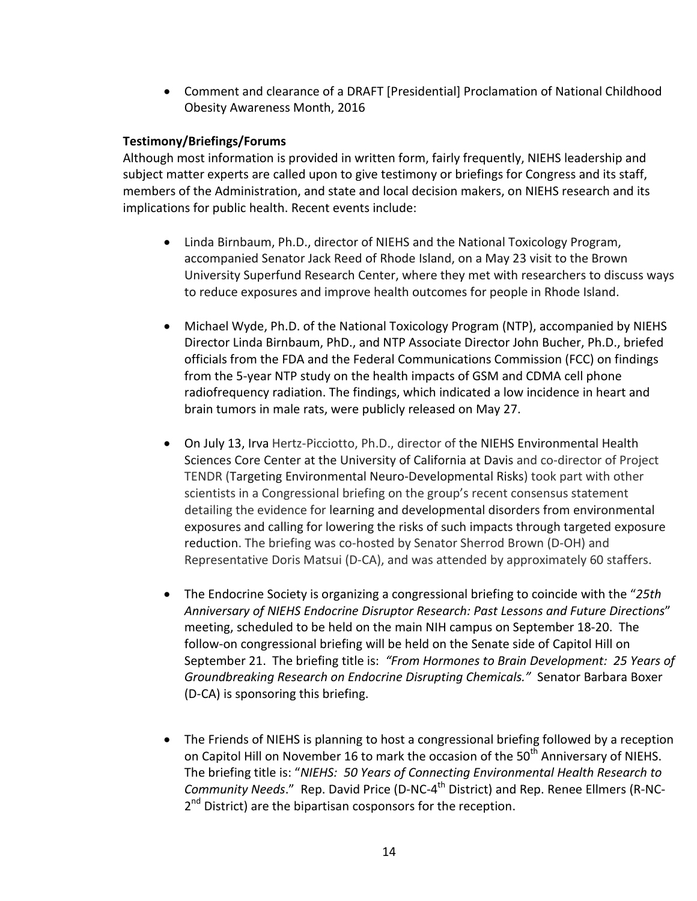- Comment and clearance of a DRAFT [Presidential] Proclamation of National Childhood Obesity Awareness Month, 2016

**Testimony/Briefings/Forums**

Although most information is provided in written form, fairly frequently, NIEHS leadership and subject matter experts are called upon to give testimony or briefings for Congress and its staff, members of the Administration, and state and local decision makers, on NIEHS research and its implications for public health. Recent events include:

- Linda Birnbaum, Ph.D., director of NIEHS and the National Toxicology Program, accompanied Senator Jack Reed of Rhode Island, on a May 23 visit to the Brown University Superfund Research Center, where they met with researchers to discuss ways to reduce exposures and improve health outcomes for people in Rhode Island.

- Michael Wyde, Ph.D. of the National Toxicology Program (NTP), accompanied by NIEHS Director Linda Birnbaum, PhD., and NTP Associate Director John Bucher, Ph.D., briefed officials from the FDA and the Federal Communications Commission (FCC) on findings from the 5-year NTP study on the health impacts of GSM and CDMA cell phone radiofrequency radiation. The findings, which indicated a low incidence in heart and brain tumors in male rats, were publicly released on May 27.

- On July 13, Irva Hertz-Picciotto, Ph.D., director of the NIEHS Environmental Health Sciences Core Center at the University of California at Davis and co-director of Project TENDR (Targeting Environmental Neuro-Developmental Risks) took part with other scientists in a Congressional briefing on the group's recent consensus statement detailing the evidence for learning and developmental disorders from environmental exposures and calling for lowering the risks of such impacts through targeted exposure reduction. The briefing was co-hosted by Senator Sherrod Brown (D-OH) and Representative Doris Matsui (D-CA), and was attended by approximately 60 staffers.

- The Endocrine Society is organizing a congressional briefing to coincide with the "*25th Anniversary of NIEHS Endocrine Disruptor Research: Past Lessons and Future Directions*" meeting, scheduled to be held on the main NIH campus on September 18-20. The follow-on congressional briefing will be held on the Senate side of Capitol Hill on September 21. The briefing title is: *"From Hormones to Brain Development: 25 Years of Groundbreaking Research on Endocrine Disrupting Chemicals."* Senator Barbara Boxer (D-CA) is sponsoring this briefing.

- The Friends of NIEHS is planning to host a congressional briefing followed by a reception on Capitol Hill on November 16 to mark the occasion of the 50th Anniversary of NIEHS. The briefing title is: "*NIEHS: 50 Years of Connecting Environmental Health Research to Community Needs*." Rep. David Price (D-NC-4th District) and Rep. Renee Ellmers (R-NC-2nd District) are the bipartisan cosponsors for the reception.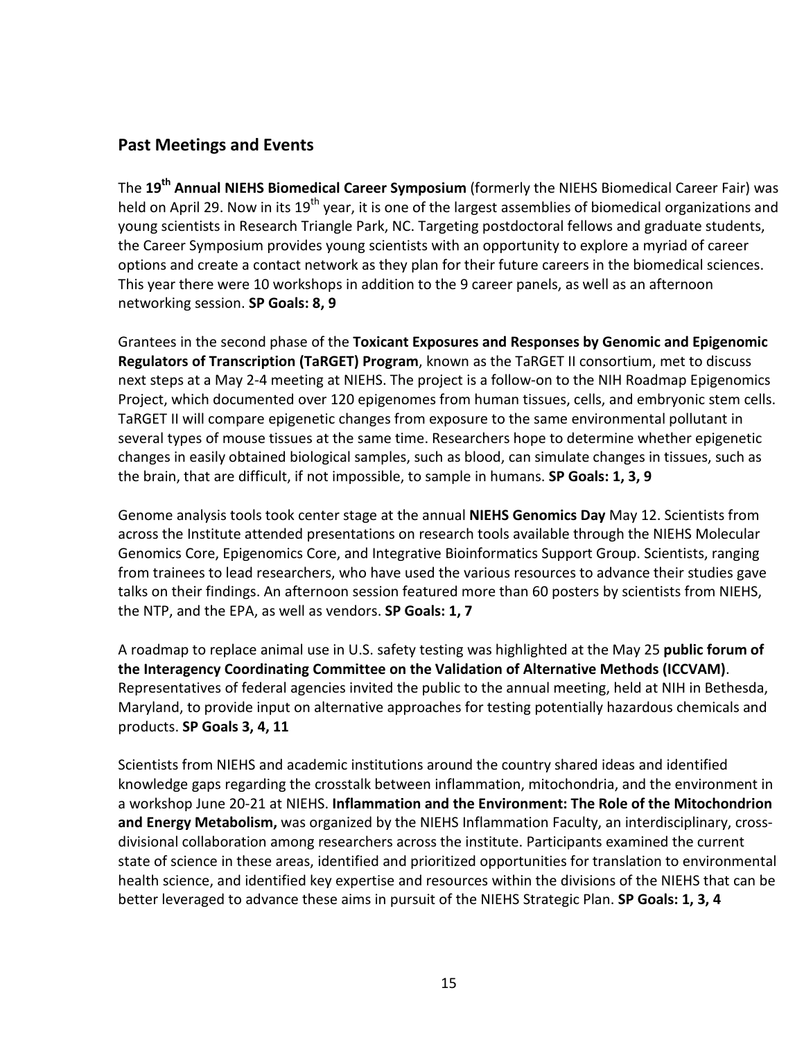## Past Meetings and Events

The **19th Annual NIEHS Biomedical Career Symposium** (formerly the NIEHS Biomedical Career Fair) was held on April 29. Now in its 19th year, it is one of the largest assemblies of biomedical organizations and young scientists in Research Triangle Park, NC. Targeting postdoctoral fellows and graduate students, the Career Symposium provides young scientists with an opportunity to explore a myriad of career options and create a contact network as they plan for their future careers in the biomedical sciences. This year there were 10 workshops in addition to the 9 career panels, as well as an afternoon networking session. **SP Goals: 8, 9**

Grantees in the second phase of the **Toxicant Exposures and Responses by Genomic and Epigenomic Regulators of Transcription (TaRGET) Program**, known as the TaRGET II consortium, met to discuss next steps at a May 2-4 meeting at NIEHS. The project is a follow-on to the NIH Roadmap Epigenomics Project, which documented over 120 epigenomes from human tissues, cells, and embryonic stem cells. TaRGET II will compare epigenetic changes from exposure to the same environmental pollutant in several types of mouse tissues at the same time. Researchers hope to determine whether epigenetic changes in easily obtained biological samples, such as blood, can simulate changes in tissues, such as the brain, that are difficult, if not impossible, to sample in humans. **SP Goals: 1, 3, 9**

Genome analysis tools took center stage at the annual **NIEHS Genomics Day** May 12. Scientists from across the Institute attended presentations on research tools available through the NIEHS Molecular Genomics Core, Epigenomics Core, and Integrative Bioinformatics Support Group. Scientists, ranging from trainees to lead researchers, who have used the various resources to advance their studies gave talks on their findings. An afternoon session featured more than 60 posters by scientists from NIEHS, the NTP, and the EPA, as well as vendors. **SP Goals: 1, 7**

A roadmap to replace animal use in U.S. safety testing was highlighted at the May 25 **public forum of the Interagency Coordinating Committee on the Validation of Alternative Methods (ICCVAM)**. Representatives of federal agencies invited the public to the annual meeting, held at NIH in Bethesda, Maryland, to provide input on alternative approaches for testing potentially hazardous chemicals and products. **SP Goals 3, 4, 11**

Scientists from NIEHS and academic institutions around the country shared ideas and identified knowledge gaps regarding the crosstalk between inflammation, mitochondria, and the environment in a workshop June 20-21 at NIEHS. **Inflammation and the Environment: The Role of the Mitochondrion and Energy Metabolism,** was organized by the NIEHS Inflammation Faculty, an interdisciplinary, cross-divisional collaboration among researchers across the institute. Participants examined the current state of science in these areas, identified and prioritized opportunities for translation to environmental health science, and identified key expertise and resources within the divisions of the NIEHS that can be better leveraged to advance these aims in pursuit of the NIEHS Strategic Plan. **SP Goals: 1, 3, 4**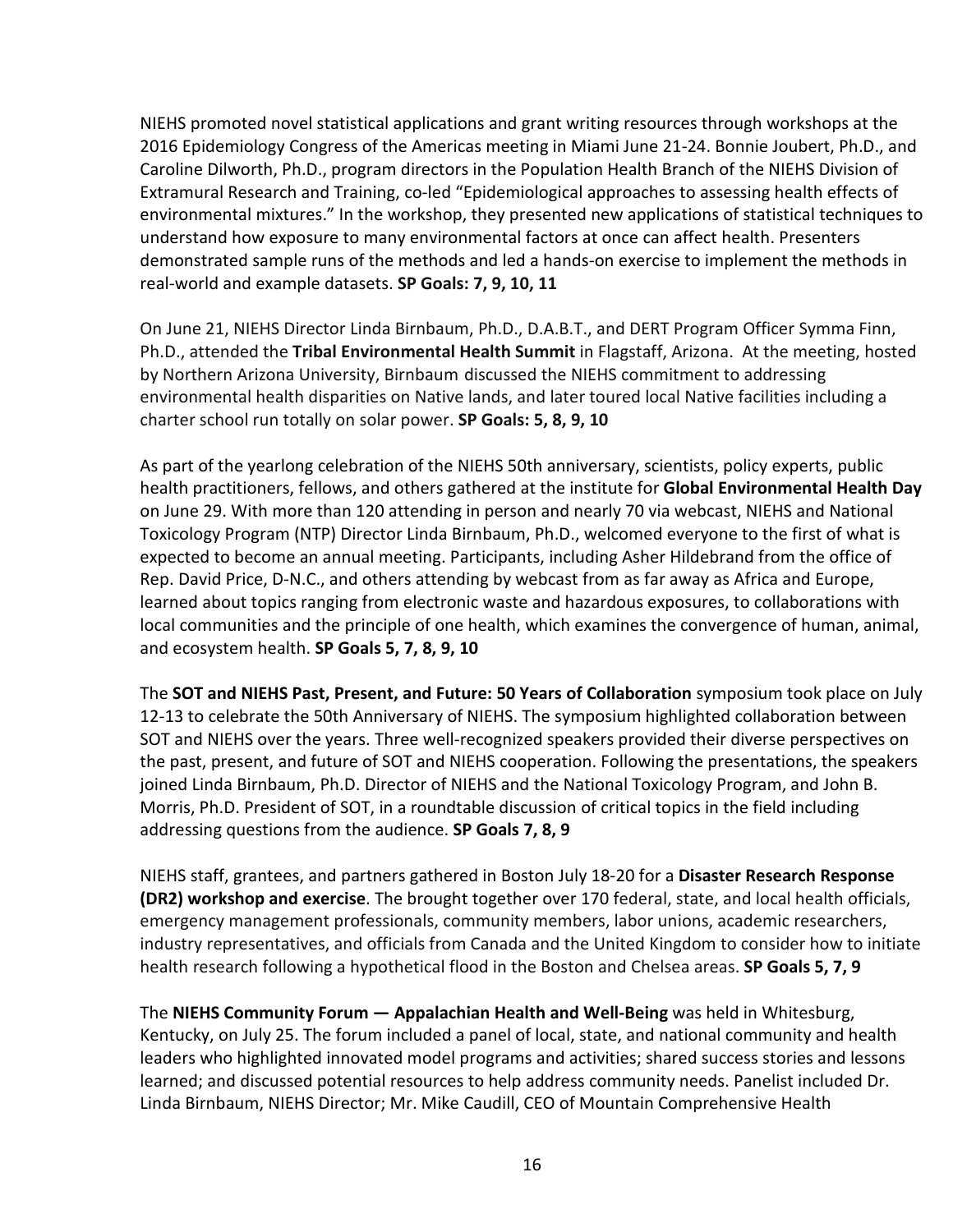NIEHS promoted novel statistical applications and grant writing resources through workshops at the 2016 Epidemiology Congress of the Americas meeting in Miami June 21-24. Bonnie Joubert, Ph.D., and Caroline Dilworth, Ph.D., program directors in the Population Health Branch of the NIEHS Division of Extramural Research and Training, co-led "Epidemiological approaches to assessing health effects of environmental mixtures." In the workshop, they presented new applications of statistical techniques to understand how exposure to many environmental factors at once can affect health. Presenters demonstrated sample runs of the methods and led a hands-on exercise to implement the methods in real-world and example datasets. **SP Goals: 7, 9, 10, 11**

On June 21, NIEHS Director Linda Birnbaum, Ph.D., D.A.B.T., and DERT Program Officer Symma Finn, Ph.D., attended the **Tribal Environmental Health Summit** in Flagstaff, Arizona. At the meeting, hosted by Northern Arizona University, Birnbaum discussed the NIEHS commitment to addressing environmental health disparities on Native lands, and later toured local Native facilities including a charter school run totally on solar power. **SP Goals: 5, 8, 9, 10**

As part of the yearlong celebration of the NIEHS 50th anniversary, scientists, policy experts, public health practitioners, fellows, and others gathered at the institute for **Global Environmental Health Day** on June 29. With more than 120 attending in person and nearly 70 via webcast, NIEHS and National Toxicology Program (NTP) Director Linda Birnbaum, Ph.D., welcomed everyone to the first of what is expected to become an annual meeting. Participants, including Asher Hildebrand from the office of Rep. David Price, D-N.C., and others attending by webcast from as far away as Africa and Europe, learned about topics ranging from electronic waste and hazardous exposures, to collaborations with local communities and the principle of one health, which examines the convergence of human, animal, and ecosystem health. **SP Goals 5, 7, 8, 9, 10**

The **SOT and NIEHS Past, Present, and Future: 50 Years of Collaboration** symposium took place on July 12-13 to celebrate the 50th Anniversary of NIEHS. The symposium highlighted collaboration between SOT and NIEHS over the years. Three well-recognized speakers provided their diverse perspectives on the past, present, and future of SOT and NIEHS cooperation. Following the presentations, the speakers joined Linda Birnbaum, Ph.D. Director of NIEHS and the National Toxicology Program, and John B. Morris, Ph.D. President of SOT, in a roundtable discussion of critical topics in the field including addressing questions from the audience. **SP Goals 7, 8, 9**

NIEHS staff, grantees, and partners gathered in Boston July 18-20 for a **Disaster Research Response (DR2) workshop and exercise**. The brought together over 170 federal, state, and local health officials, emergency management professionals, community members, labor unions, academic researchers, industry representatives, and officials from Canada and the United Kingdom to consider how to initiate health research following a hypothetical flood in the Boston and Chelsea areas. **SP Goals 5, 7, 9**

The **NIEHS Community Forum — Appalachian Health and Well-Being** was held in Whitesburg, Kentucky, on July 25. The forum included a panel of local, state, and national community and health leaders who highlighted innovated model programs and activities; shared success stories and lessons learned; and discussed potential resources to help address community needs. Panelist included Dr. Linda Birnbaum, NIEHS Director; Mr. Mike Caudill, CEO of Mountain Comprehensive Health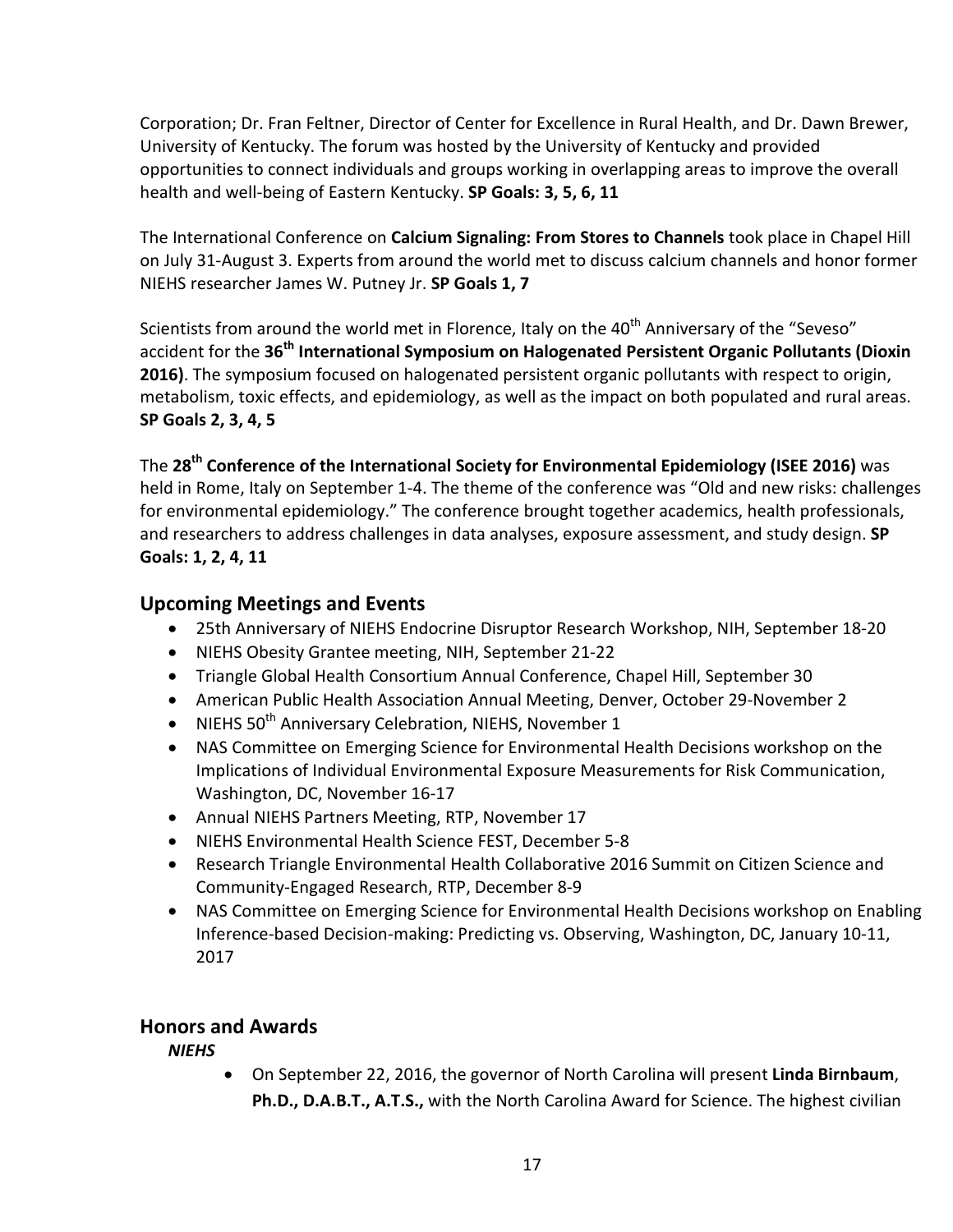Corporation; Dr. Fran Feltner, Director of Center for Excellence in Rural Health, and Dr. Dawn Brewer, University of Kentucky. The forum was hosted by the University of Kentucky and provided opportunities to connect individuals and groups working in overlapping areas to improve the overall health and well-being of Eastern Kentucky. **SP Goals: 3, 5, 6, 11**

The International Conference on **Calcium Signaling: From Stores to Channels** took place in Chapel Hill on July 31-August 3. Experts from around the world met to discuss calcium channels and honor former NIEHS researcher James W. Putney Jr. **SP Goals 1, 7**

Scientists from around the world met in Florence, Italy on the 40th Anniversary of the "Seveso" accident for the **36th International Symposium on Halogenated Persistent Organic Pollutants (Dioxin 2016)**. The symposium focused on halogenated persistent organic pollutants with respect to origin, metabolism, toxic effects, and epidemiology, as well as the impact on both populated and rural areas. **SP Goals 2, 3, 4, 5**

The **28th Conference of the International Society for Environmental Epidemiology (ISEE 2016)** was held in Rome, Italy on September 1-4. The theme of the conference was "Old and new risks: challenges for environmental epidemiology." The conference brought together academics, health professionals, and researchers to address challenges in data analyses, exposure assessment, and study design. **SP Goals: 1, 2, 4, 11**

## Upcoming Meetings and Events

- 25th Anniversary of NIEHS Endocrine Disruptor Research Workshop, NIH, September 18-20
- NIEHS Obesity Grantee meeting, NIH, September 21-22
- Triangle Global Health Consortium Annual Conference, Chapel Hill, September 30
- American Public Health Association Annual Meeting, Denver, October 29-November 2
- NIEHS 50th Anniversary Celebration, NIEHS, November 1
- NAS Committee on Emerging Science for Environmental Health Decisions workshop on the Implications of Individual Environmental Exposure Measurements for Risk Communication, Washington, DC, November 16-17
- Annual NIEHS Partners Meeting, RTP, November 17
- NIEHS Environmental Health Science FEST, December 5-8
- Research Triangle Environmental Health Collaborative 2016 Summit on Citizen Science and Community-Engaged Research, RTP, December 8-9
- NAS Committee on Emerging Science for Environmental Health Decisions workshop on Enabling Inference-based Decision-making: Predicting vs. Observing, Washington, DC, January 10-11, 2017

## Honors and Awards

***NIEHS***

- On September 22, 2016, the governor of North Carolina will present **Linda Birnbaum, Ph.D., D.A.B.T., A.T.S.,** with the North Carolina Award for Science. The highest civilian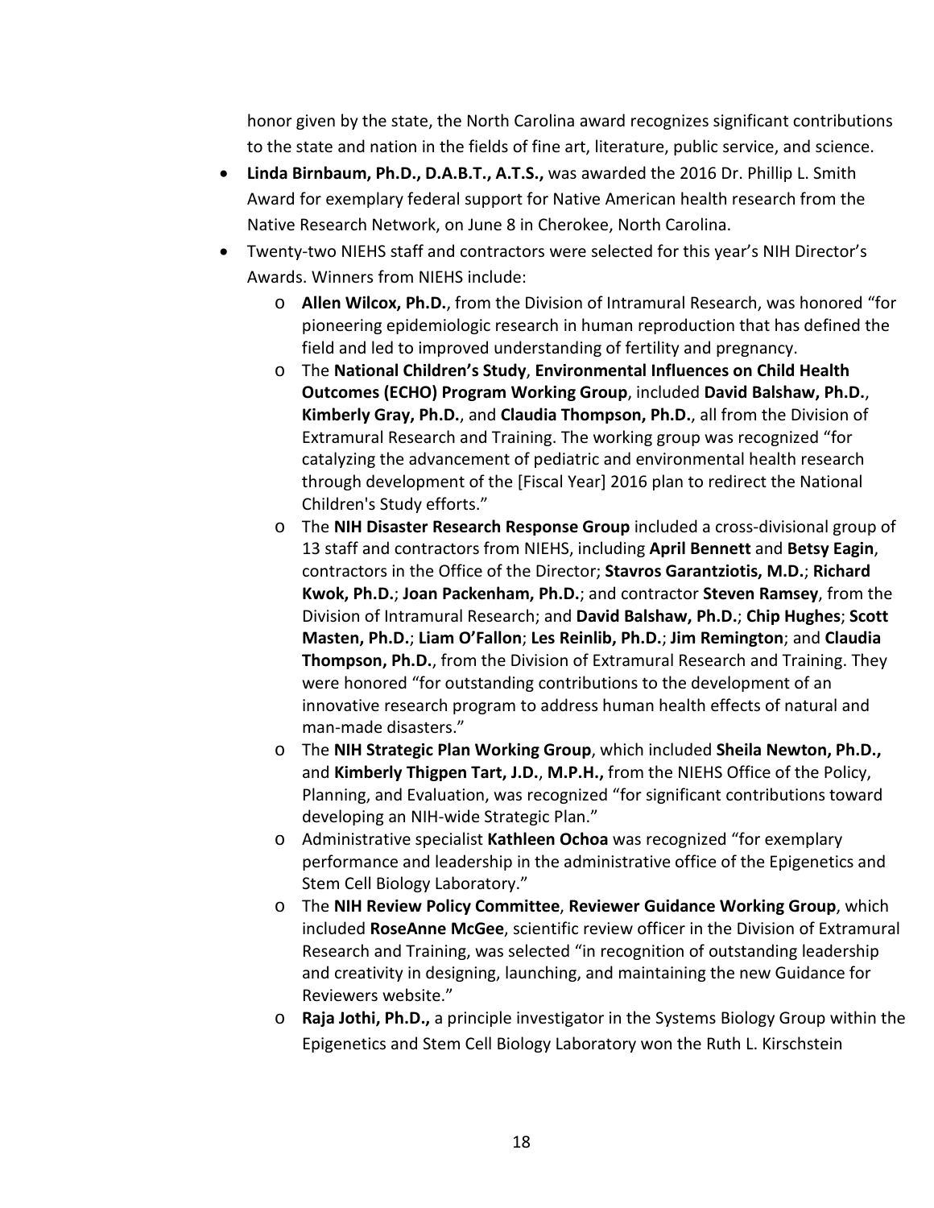honor given by the state, the North Carolina award recognizes significant contributions to the state and nation in the fields of fine art, literature, public service, and science.

- **Linda Birnbaum, Ph.D., D.A.B.T., A.T.S.,** was awarded the 2016 Dr. Phillip L. Smith Award for exemplary federal support for Native American health research from the Native Research Network, on June 8 in Cherokee, North Carolina.
- Twenty-two NIEHS staff and contractors were selected for this year's NIH Director's Awards. Winners from NIEHS include:
  - **Allen Wilcox, Ph.D.**, from the Division of Intramural Research, was honored "for pioneering epidemiologic research in human reproduction that has defined the field and led to improved understanding of fertility and pregnancy.
  - The **National Children's Study**, **Environmental Influences on Child Health Outcomes (ECHO) Program Working Group**, included **David Balshaw, Ph.D.**, **Kimberly Gray, Ph.D.**, and **Claudia Thompson, Ph.D.**, all from the Division of Extramural Research and Training. The working group was recognized "for catalyzing the advancement of pediatric and environmental health research through development of the [Fiscal Year] 2016 plan to redirect the National Children's Study efforts."
  - The **NIH Disaster Research Response Group** included a cross-divisional group of 13 staff and contractors from NIEHS, including **April Bennett** and **Betsy Eagin**, contractors in the Office of the Director; **Stavros Garantziotis, M.D.**; **Richard Kwok, Ph.D.**; **Joan Packenham, Ph.D.**; and contractor **Steven Ramsey**, from the Division of Intramural Research; and **David Balshaw, Ph.D.**; **Chip Hughes**; **Scott Masten, Ph.D.**; **Liam O'Fallon**; **Les Reinlib, Ph.D.**; **Jim Remington**; and **Claudia Thompson, Ph.D.**, from the Division of Extramural Research and Training. They were honored "for outstanding contributions to the development of an innovative research program to address human health effects of natural and man-made disasters."
  - The **NIH Strategic Plan Working Group**, which included **Sheila Newton, Ph.D.,** and **Kimberly Thigpen Tart, J.D.**, **M.P.H.,** from the NIEHS Office of the Policy, Planning, and Evaluation, was recognized "for significant contributions toward developing an NIH-wide Strategic Plan."
  - Administrative specialist **Kathleen Ochoa** was recognized "for exemplary performance and leadership in the administrative office of the Epigenetics and Stem Cell Biology Laboratory."
  - The **NIH Review Policy Committee**, **Reviewer Guidance Working Group**, which included **RoseAnne McGee**, scientific review officer in the Division of Extramural Research and Training, was selected "in recognition of outstanding leadership and creativity in designing, launching, and maintaining the new Guidance for Reviewers website."
  - **Raja Jothi, Ph.D.,** a principle investigator in the Systems Biology Group within the Epigenetics and Stem Cell Biology Laboratory won the Ruth L. Kirschstein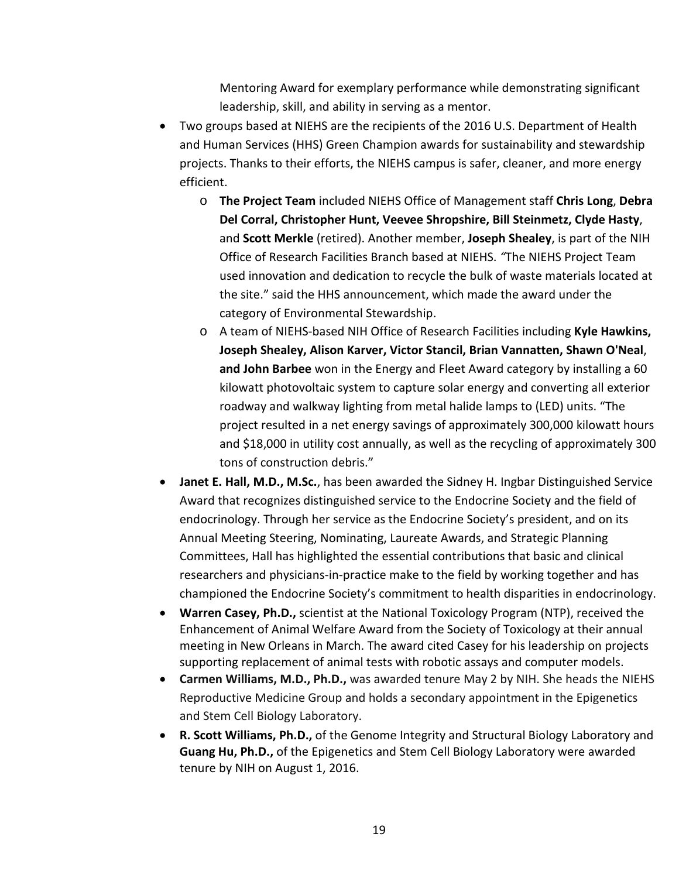Mentoring Award for exemplary performance while demonstrating significant leadership, skill, and ability in serving as a mentor.

- Two groups based at NIEHS are the recipients of the 2016 U.S. Department of Health and Human Services (HHS) Green Champion awards for sustainability and stewardship projects. Thanks to their efforts, the NIEHS campus is safer, cleaner, and more energy efficient.
    - **The Project Team** included NIEHS Office of Management staff **Chris Long**, **Debra Del Corral, Christopher Hunt, Veevee Shropshire, Bill Steinmetz, Clyde Hasty**, and **Scott Merkle** (retired). Another member, **Joseph Shealey**, is part of the NIH Office of Research Facilities Branch based at NIEHS. *"*The NIEHS Project Team used innovation and dedication to recycle the bulk of waste materials located at the site." said the HHS announcement, which made the award under the category of Environmental Stewardship.
    - A team of NIEHS-based NIH Office of Research Facilities including **Kyle Hawkins, Joseph Shealey, Alison Karver, Victor Stancil, Brian Vannatten, Shawn O'Neal**, **and John Barbee** won in the Energy and Fleet Award category by installing a 60 kilowatt photovoltaic system to capture solar energy and converting all exterior roadway and walkway lighting from metal halide lamps to (LED) units. "The project resulted in a net energy savings of approximately 300,000 kilowatt hours and $18,000 in utility cost annually, as well as the recycling of approximately 300 tons of construction debris."
- **Janet E. Hall, M.D., M.Sc.**, has been awarded the Sidney H. Ingbar Distinguished Service Award that recognizes distinguished service to the Endocrine Society and the field of endocrinology. Through her service as the Endocrine Society's president, and on its Annual Meeting Steering, Nominating, Laureate Awards, and Strategic Planning Committees, Hall has highlighted the essential contributions that basic and clinical researchers and physicians-in-practice make to the field by working together and has championed the Endocrine Society's commitment to health disparities in endocrinology.
- **Warren Casey, Ph.D.,** scientist at the National Toxicology Program (NTP), received the Enhancement of Animal Welfare Award from the Society of Toxicology at their annual meeting in New Orleans in March. The award cited Casey for his leadership on projects supporting replacement of animal tests with robotic assays and computer models.
- **Carmen Williams, M.D., Ph.D.,** was awarded tenure May 2 by NIH. She heads the NIEHS Reproductive Medicine Group and holds a secondary appointment in the Epigenetics and Stem Cell Biology Laboratory.
- **R. Scott Williams, Ph.D.,** of the Genome Integrity and Structural Biology Laboratory and **Guang Hu, Ph.D.,** of the Epigenetics and Stem Cell Biology Laboratory were awarded tenure by NIH on August 1, 2016.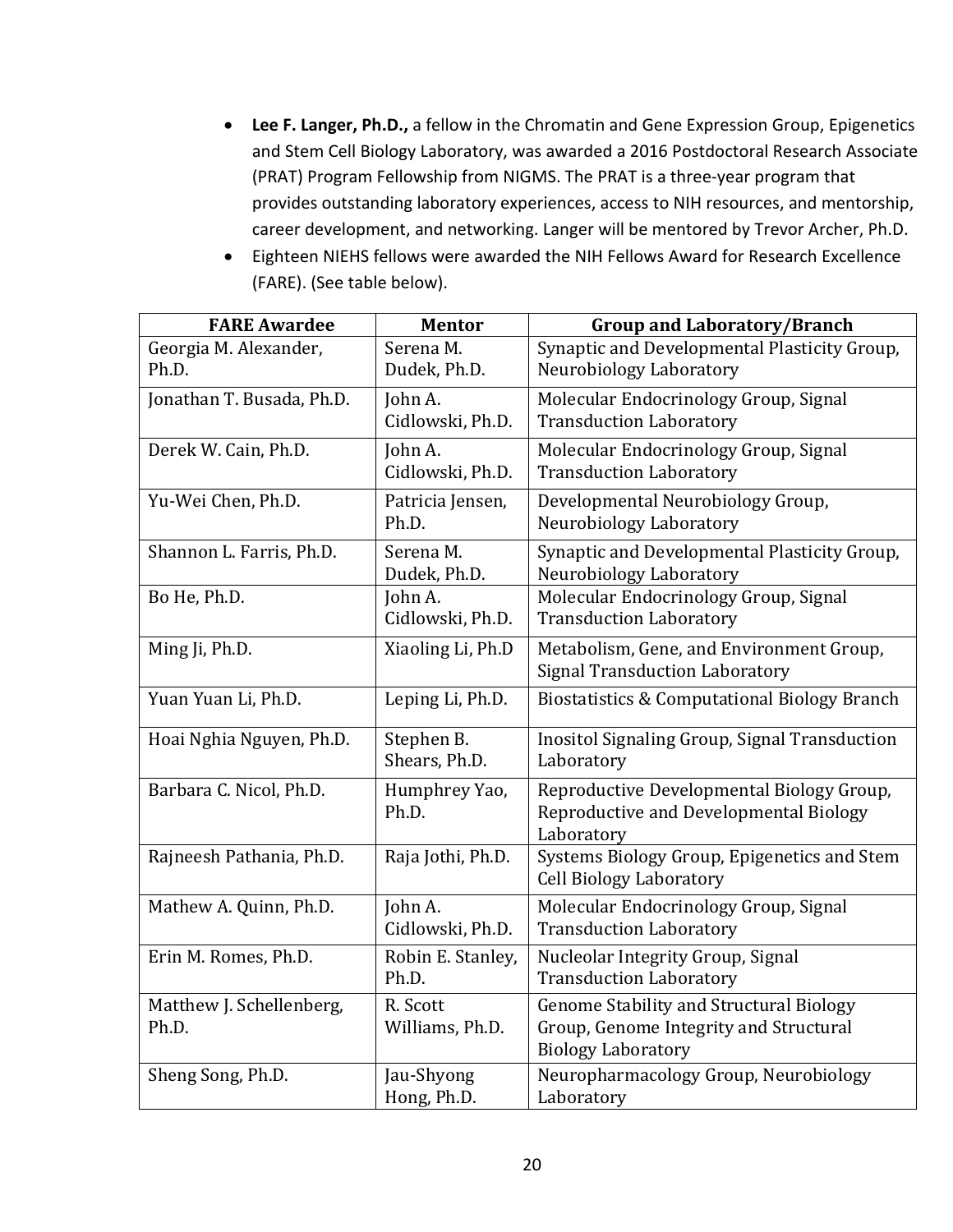- **Lee F. Langer, Ph.D.,** a fellow in the Chromatin and Gene Expression Group, Epigenetics and Stem Cell Biology Laboratory, was awarded a 2016 Postdoctoral Research Associate (PRAT) Program Fellowship from NIGMS. The PRAT is a three-year program that provides outstanding laboratory experiences, access to NIH resources, and mentorship, career development, and networking. Langer will be mentored by Trevor Archer, Ph.D.
- Eighteen NIEHS fellows were awarded the NIH Fellows Award for Research Excellence (FARE). (See table below).

| FARE Awardee | Mentor | Group and Laboratory/Branch |
|---|---|---|
| Georgia M. Alexander, Ph.D. | Serena M. Dudek, Ph.D. | Synaptic and Developmental Plasticity Group, Neurobiology Laboratory |
| Jonathan T. Busada, Ph.D. | John A. Cidlowski, Ph.D. | Molecular Endocrinology Group, Signal Transduction Laboratory |
| Derek W. Cain, Ph.D. | John A. Cidlowski, Ph.D. | Molecular Endocrinology Group, Signal Transduction Laboratory |
| Yu-Wei Chen, Ph.D. | Patricia Jensen, Ph.D. | Developmental Neurobiology Group, Neurobiology Laboratory |
| Shannon L. Farris, Ph.D. | Serena M. Dudek, Ph.D. | Synaptic and Developmental Plasticity Group, Neurobiology Laboratory |
| Bo He, Ph.D. | John A. Cidlowski, Ph.D. | Molecular Endocrinology Group, Signal Transduction Laboratory |
| Ming Ji, Ph.D. | Xiaoling Li, Ph.D | Metabolism, Gene, and Environment Group, Signal Transduction Laboratory |
| Yuan Yuan Li, Ph.D. | Leping Li, Ph.D. | Biostatistics & Computational Biology Branch |
| Hoai Nghia Nguyen, Ph.D. | Stephen B. Shears, Ph.D. | Inositol Signaling Group, Signal Transduction Laboratory |
| Barbara C. Nicol, Ph.D. | Humphrey Yao, Ph.D. | Reproductive Developmental Biology Group, Reproductive and Developmental Biology Laboratory |
| Rajneesh Pathania, Ph.D. | Raja Jothi, Ph.D. | Systems Biology Group, Epigenetics and Stem Cell Biology Laboratory |
| Mathew A. Quinn, Ph.D. | John A. Cidlowski, Ph.D. | Molecular Endocrinology Group, Signal Transduction Laboratory |
| Erin M. Romes, Ph.D. | Robin E. Stanley, Ph.D. | Nucleolar Integrity Group, Signal Transduction Laboratory |
| Matthew J. Schellenberg, Ph.D. | R. Scott Williams, Ph.D. | Genome Stability and Structural Biology Group, Genome Integrity and Structural Biology Laboratory |
| Sheng Song, Ph.D. | Jau-Shyong Hong, Ph.D. | Neuropharmacology Group, Neurobiology Laboratory |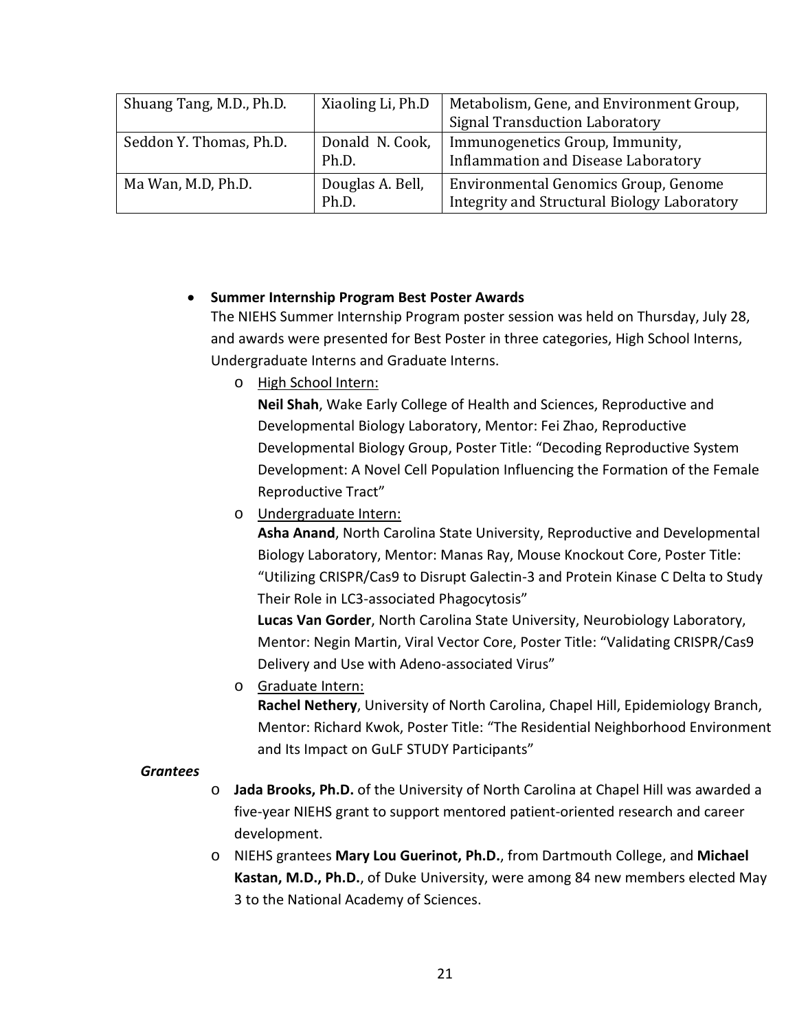| Shuang Tang, M.D., Ph.D. | Xiaoling Li, Ph.D | Metabolism, Gene, and Environment Group, Signal Transduction Laboratory |
|---|---|---|
| Seddon Y. Thomas, Ph.D. | Donald N. Cook, Ph.D. | Immunogenetics Group, Immunity, Inflammation and Disease Laboratory |
| Ma Wan, M.D, Ph.D. | Douglas A. Bell, Ph.D. | Environmental Genomics Group, Genome Integrity and Structural Biology Laboratory |

- **Summer Internship Program Best Poster Awards**
  The NIEHS Summer Internship Program poster session was held on Thursday, July 28, and awards were presented for Best Poster in three categories, High School Interns, Undergraduate Interns and Graduate Interns.
  - High School Intern:
    **Neil Shah**, Wake Early College of Health and Sciences, Reproductive and Developmental Biology Laboratory, Mentor: Fei Zhao, Reproductive Developmental Biology Group, Poster Title: "Decoding Reproductive System Development: A Novel Cell Population Influencing the Formation of the Female Reproductive Tract"
  - Undergraduate Intern:
    **Asha Anand**, North Carolina State University, Reproductive and Developmental Biology Laboratory, Mentor: Manas Ray, Mouse Knockout Core, Poster Title: "Utilizing CRISPR/Cas9 to Disrupt Galectin-3 and Protein Kinase C Delta to Study Their Role in LC3-associated Phagocytosis"
    **Lucas Van Gorder**, North Carolina State University, Neurobiology Laboratory, Mentor: Negin Martin, Viral Vector Core, Poster Title: "Validating CRISPR/Cas9 Delivery and Use with Adeno-associated Virus"
  - Graduate Intern:
    **Rachel Nethery**, University of North Carolina, Chapel Hill, Epidemiology Branch, Mentor: Richard Kwok, Poster Title: "The Residential Neighborhood Environment and Its Impact on GuLF STUDY Participants"

***Grantees***

- **Jada Brooks, Ph.D.** of the University of North Carolina at Chapel Hill was awarded a five-year NIEHS grant to support mentored patient-oriented research and career development.
- NIEHS grantees **Mary Lou Guerinot, Ph.D.**, from Dartmouth College, and **Michael Kastan, M.D., Ph.D.**, of Duke University, were among 84 new members elected May 3 to the National Academy of Sciences.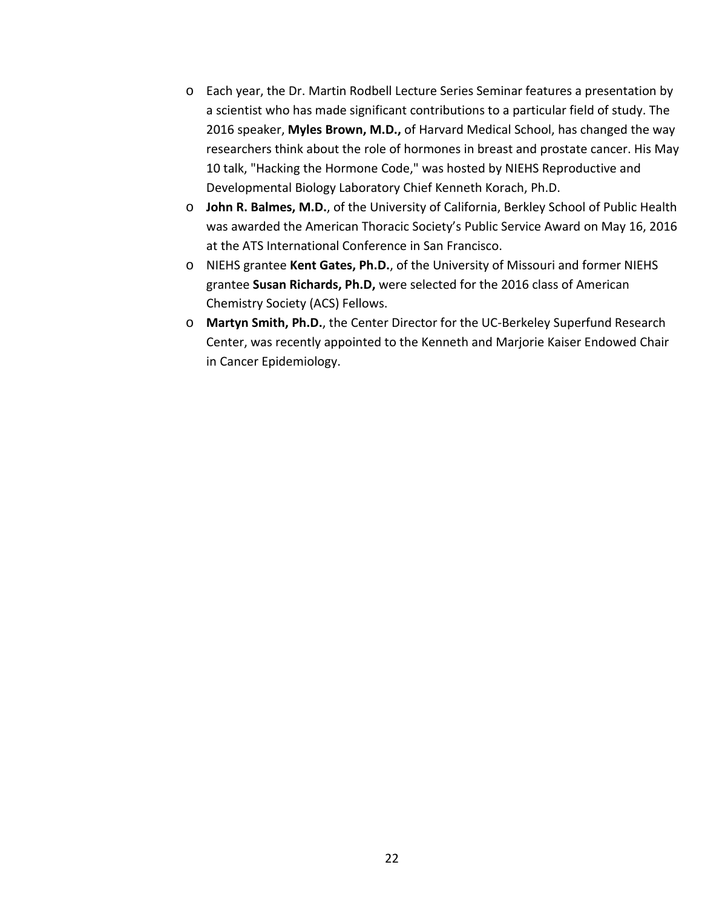- Each year, the Dr. Martin Rodbell Lecture Series Seminar features a presentation by a scientist who has made significant contributions to a particular field of study. The 2016 speaker, **Myles Brown, M.D.,** of Harvard Medical School, has changed the way researchers think about the role of hormones in breast and prostate cancer. His May 10 talk, "Hacking the Hormone Code," was hosted by NIEHS Reproductive and Developmental Biology Laboratory Chief Kenneth Korach, Ph.D.
- **John R. Balmes, M.D.**, of the University of California, Berkley School of Public Health was awarded the American Thoracic Society's Public Service Award on May 16, 2016 at the ATS International Conference in San Francisco.
- NIEHS grantee **Kent Gates, Ph.D.**, of the University of Missouri and former NIEHS grantee **Susan Richards, Ph.D,** were selected for the 2016 class of American Chemistry Society (ACS) Fellows.
- **Martyn Smith, Ph.D.**, the Center Director for the UC-Berkeley Superfund Research Center, was recently appointed to the Kenneth and Marjorie Kaiser Endowed Chair in Cancer Epidemiology.